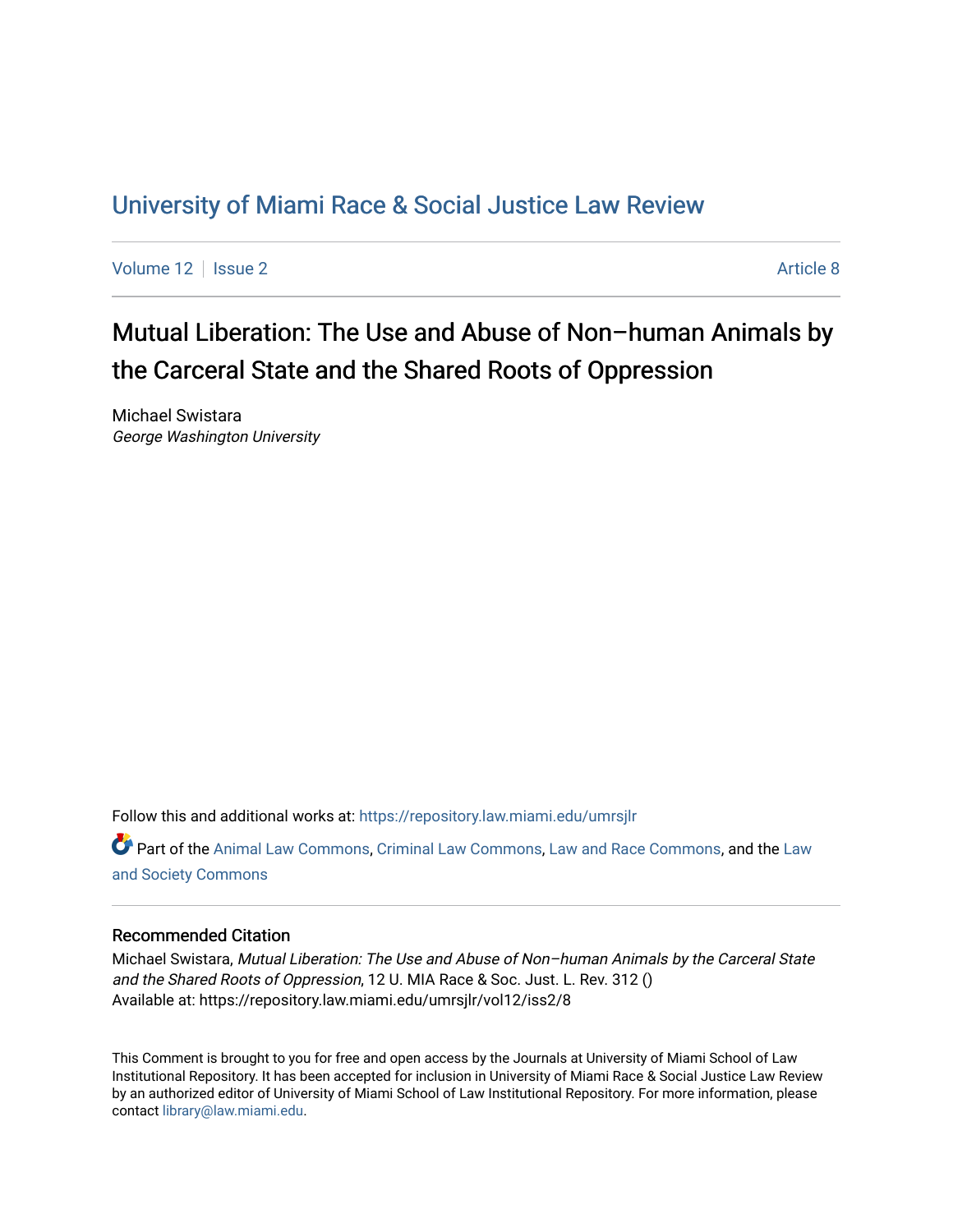# University of Miami Race & Social Justice Law Review

Volume 12 | Issue 2 | Article 8

## Mutual Liberation: The Use and Abuse of Non–human Animals by the Carceral State and the Shared Roots of Oppression

Michael Swistara
*George Washington University*

Follow this and additional works at: https://repository.law.miami.edu/umrsjlr

Part of the Animal Law Commons, Criminal Law Commons, Law and Race Commons, and the Law and Society Commons

### Recommended Citation

Michael Swistara, *Mutual Liberation: The Use and Abuse of Non–human Animals by the Carceral State and the Shared Roots of Oppression*, 12 U. MIA Race & Soc. Just. L. Rev. 312 ()
Available at: https://repository.law.miami.edu/umrsjlr/vol12/iss2/8

This Comment is brought to you for free and open access by the Journals at University of Miami School of Law Institutional Repository. It has been accepted for inclusion in University of Miami Race & Social Justice Law Review by an authorized editor of University of Miami School of Law Institutional Repository. For more information, please contact library@law.miami.edu.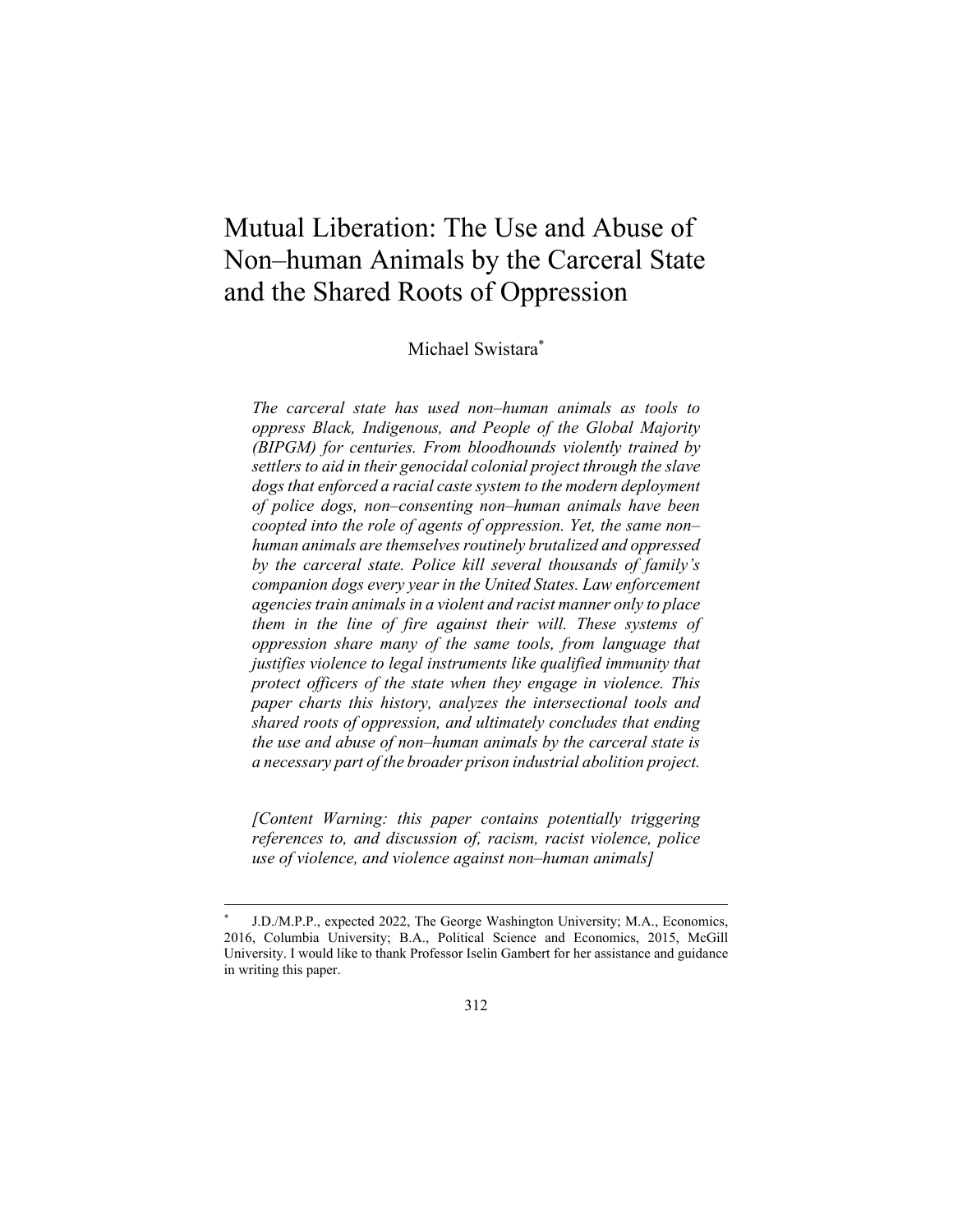# Mutual Liberation: The Use and Abuse of Non–human Animals by the Carceral State and the Shared Roots of Oppression

Michael Swistara*

*The carceral state has used non–human animals as tools to oppress Black, Indigenous, and People of the Global Majority (BIPGM) for centuries. From bloodhounds violently trained by settlers to aid in their genocidal colonial project through the slave dogs that enforced a racial caste system to the modern deployment of police dogs, non–consenting non–human animals have been coopted into the role of agents of oppression. Yet, the same non–human animals are themselves routinely brutalized and oppressed by the carceral state. Police kill several thousands of family's companion dogs every year in the United States. Law enforcement agencies train animals in a violent and racist manner only to place them in the line of fire against their will. These systems of oppression share many of the same tools, from language that justifies violence to legal instruments like qualified immunity that protect officers of the state when they engage in violence. This paper charts this history, analyzes the intersectional tools and shared roots of oppression, and ultimately concludes that ending the use and abuse of non–human animals by the carceral state is a necessary part of the broader prison industrial abolition project.*

*[Content Warning: this paper contains potentially triggering references to, and discussion of, racism, racist violence, police use of violence, and violence against non–human animals]*

---

\* J.D./M.P.P., expected 2022, The George Washington University; M.A., Economics, 2016, Columbia University; B.A., Political Science and Economics, 2015, McGill University. I would like to thank Professor Iselin Gambert for her assistance and guidance in writing this paper.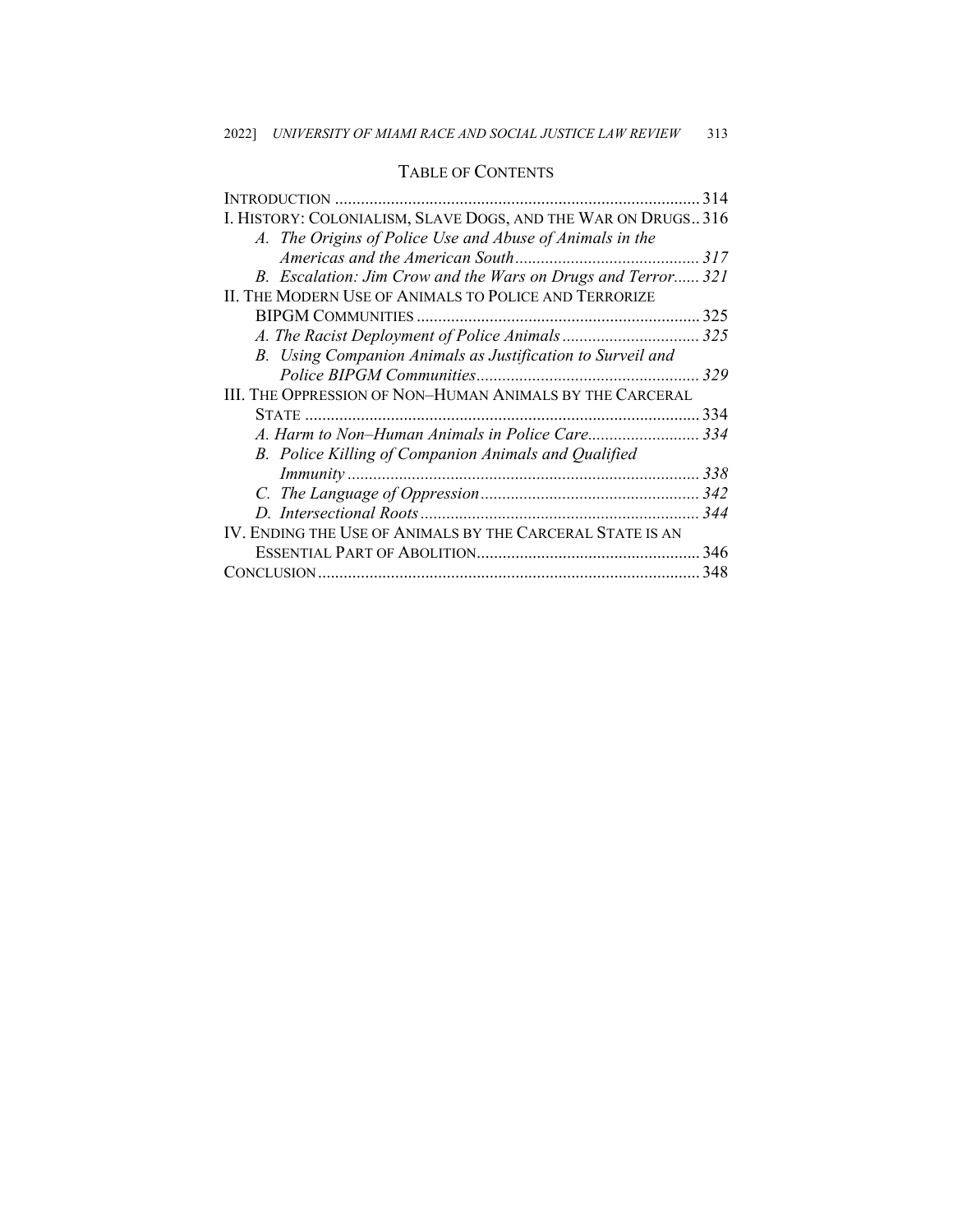# TABLE OF CONTENTS

INTRODUCTION ..................................................................................... 314

I. HISTORY: COLONIALISM, SLAVE DOGS, AND THE WAR ON DRUGS .. 316

- *A. The Origins of Police Use and Abuse of Animals in the Americas and the American South ........................................... 317*
- *B. Escalation: Jim Crow and the Wars on Drugs and Terror ...... 321*

II. THE MODERN USE OF ANIMALS TO POLICE AND TERRORIZE BIPGM COMMUNITIES .................................................................. 325

- *A. The Racist Deployment of Police Animals ................................ 325*
- *B. Using Companion Animals as Justification to Surveil and Police BIPGM Communities .................................................... 329*

III. THE OPPRESSION OF NON–HUMAN ANIMALS BY THE CARCERAL STATE ........................................................................................... 334

- *A. Harm to Non–Human Animals in Police Care .......................... 334*
- *B. Police Killing of Companion Animals and Qualified Immunity .................................................................................. 338*
- *C. The Language of Oppression ................................................... 342*
- *D. Intersectional Roots ................................................................. 344*

IV. ENDING THE USE OF ANIMALS BY THE CARCERAL STATE IS AN ESSENTIAL PART OF ABOLITION .................................................... 346

CONCLUSION ......................................................................................... 348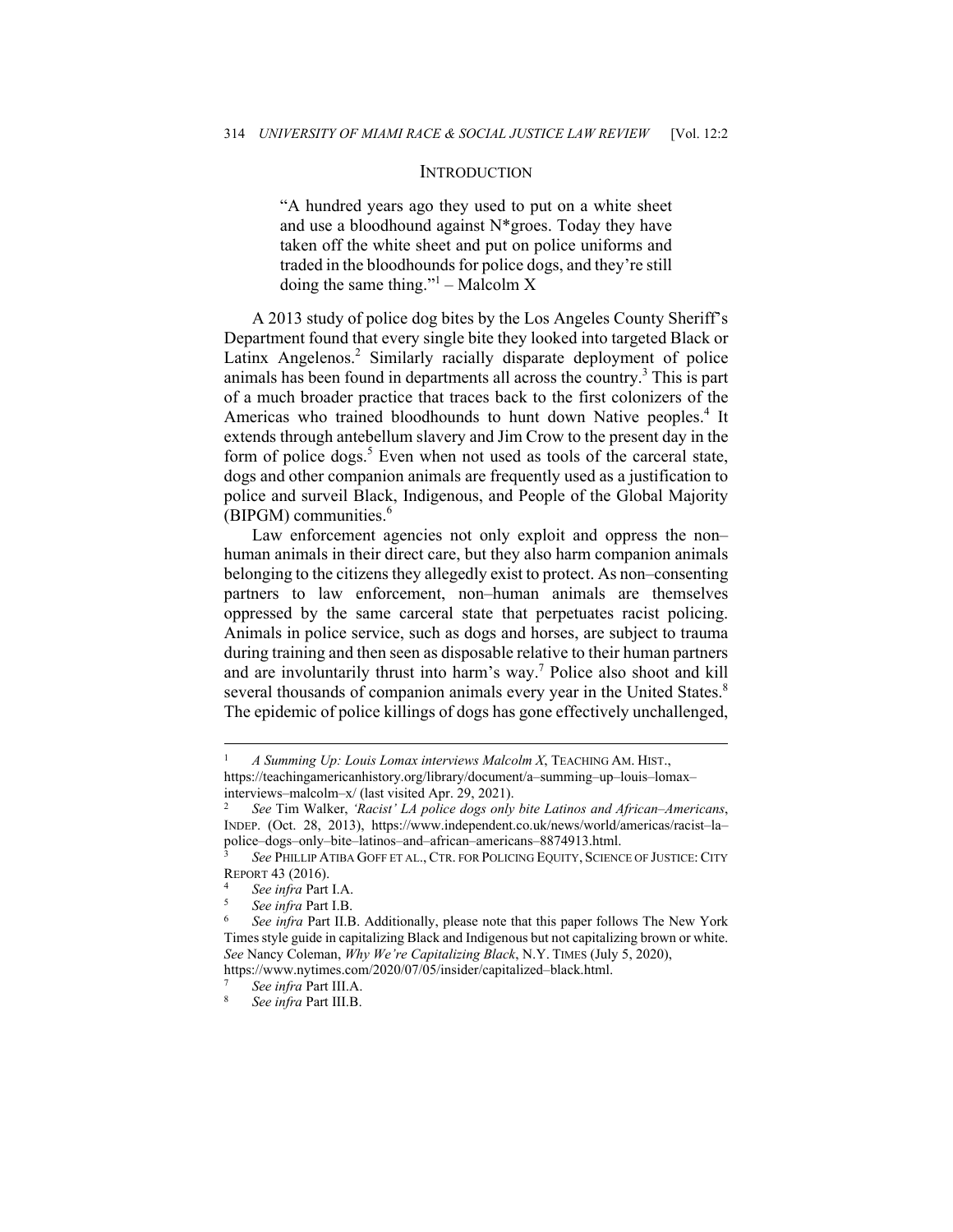## INTRODUCTION

> "A hundred years ago they used to put on a white sheet and use a bloodhound against N*groes. Today they have taken off the white sheet and put on police uniforms and traded in the bloodhounds for police dogs, and they're still doing the same thing."[1] – Malcolm X

A 2013 study of police dog bites by the Los Angeles County Sheriff's Department found that every single bite they looked into targeted Black or Latinx Angelenos.[2] Similarly racially disparate deployment of police animals has been found in departments all across the country.[3] This is part of a much broader practice that traces back to the first colonizers of the Americas who trained bloodhounds to hunt down Native peoples.[4] It extends through antebellum slavery and Jim Crow to the present day in the form of police dogs.[5] Even when not used as tools of the carceral state, dogs and other companion animals are frequently used as a justification to police and surveil Black, Indigenous, and People of the Global Majority (BIPGM) communities.[6]

Law enforcement agencies not only exploit and oppress the non–human animals in their direct care, but they also harm companion animals belonging to the citizens they allegedly exist to protect. As non–consenting partners to law enforcement, non–human animals are themselves oppressed by the same carceral state that perpetuates racist policing. Animals in police service, such as dogs and horses, are subject to trauma during training and then seen as disposable relative to their human partners and are involuntarily thrust into harm's way.[7] Police also shoot and kill several thousands of companion animals every year in the United States.[8] The epidemic of police killings of dogs has gone effectively unchallenged,

---

[1] *A Summing Up: Louis Lomax interviews Malcolm X*, TEACHING AM. HIST., https://teachingamericanhistory.org/library/document/a–summing–up–louis–lomax–interviews–malcolm–x/ (last visited Apr. 29, 2021).

[2] *See* Tim Walker, *'Racist' LA police dogs only bite Latinos and African–Americans*, INDEP. (Oct. 28, 2013), https://www.independent.co.uk/news/world/americas/racist–la–police–dogs–only–bite–latinos–and–african–americans–8874913.html.

[3] *See* PHILLIP ATIBA GOFF ET AL., CTR. FOR POLICING EQUITY, SCIENCE OF JUSTICE: CITY REPORT 43 (2016).

[4] *See infra* Part I.A.

[5] *See infra* Part I.B.

[6] *See infra* Part II.B. Additionally, please note that this paper follows The New York Times style guide in capitalizing Black and Indigenous but not capitalizing brown or white. *See* Nancy Coleman, *Why We're Capitalizing Black*, N.Y. TIMES (July 5, 2020), https://www.nytimes.com/2020/07/05/insider/capitalized–black.html.

[7] *See infra* Part III.A.

[8] *See infra* Part III.B.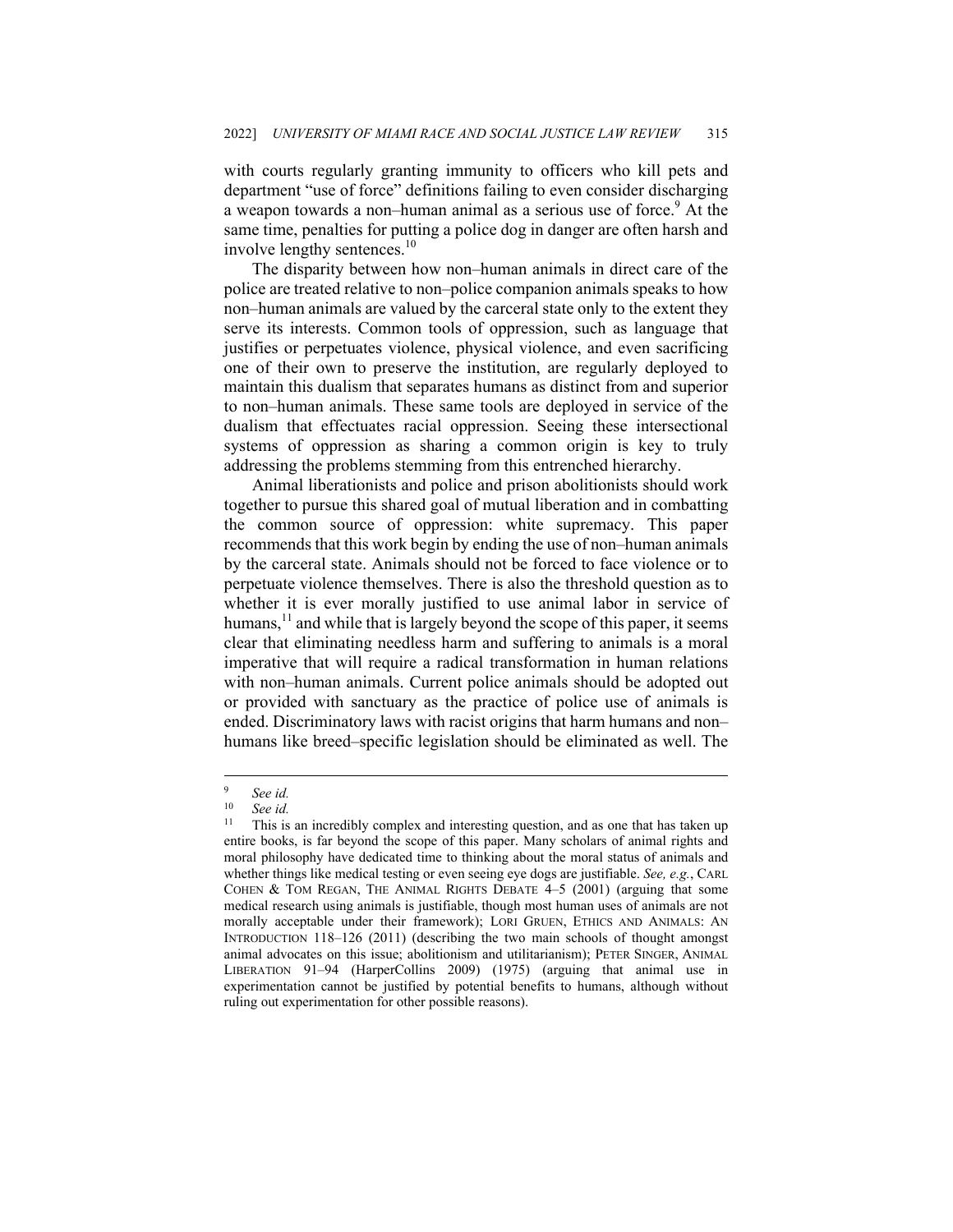with courts regularly granting immunity to officers who kill pets and department "use of force" definitions failing to even consider discharging a weapon towards a non–human animal as a serious use of force.[9] At the same time, penalties for putting a police dog in danger are often harsh and involve lengthy sentences.[10]

The disparity between how non–human animals in direct care of the police are treated relative to non–police companion animals speaks to how non–human animals are valued by the carceral state only to the extent they serve its interests. Common tools of oppression, such as language that justifies or perpetuates violence, physical violence, and even sacrificing one of their own to preserve the institution, are regularly deployed to maintain this dualism that separates humans as distinct from and superior to non–human animals. These same tools are deployed in service of the dualism that effectuates racial oppression. Seeing these intersectional systems of oppression as sharing a common origin is key to truly addressing the problems stemming from this entrenched hierarchy.

Animal liberationists and police and prison abolitionists should work together to pursue this shared goal of mutual liberation and in combatting the common source of oppression: white supremacy. This paper recommends that this work begin by ending the use of non–human animals by the carceral state. Animals should not be forced to face violence or to perpetuate violence themselves. There is also the threshold question as to whether it is ever morally justified to use animal labor in service of humans,[11] and while that is largely beyond the scope of this paper, it seems clear that eliminating needless harm and suffering to animals is a moral imperative that will require a radical transformation in human relations with non–human animals. Current police animals should be adopted out or provided with sanctuary as the practice of police use of animals is ended. Discriminatory laws with racist origins that harm humans and non–humans like breed–specific legislation should be eliminated as well. The

---

[9] *See id.*

[10] *See id.*

[11] This is an incredibly complex and interesting question, and as one that has taken up entire books, is far beyond the scope of this paper. Many scholars of animal rights and moral philosophy have dedicated time to thinking about the moral status of animals and whether things like medical testing or even seeing eye dogs are justifiable. *See, e.g.*, CARL COHEN & TOM REGAN, THE ANIMAL RIGHTS DEBATE 4–5 (2001) (arguing that some medical research using animals is justifiable, though most human uses of animals are not morally acceptable under their framework); LORI GRUEN, ETHICS AND ANIMALS: AN INTRODUCTION 118–126 (2011) (describing the two main schools of thought amongst animal advocates on this issue; abolitionism and utilitarianism); PETER SINGER, ANIMAL LIBERATION 91–94 (HarperCollins 2009) (1975) (arguing that animal use in experimentation cannot be justified by potential benefits to humans, although without ruling out experimentation for other possible reasons).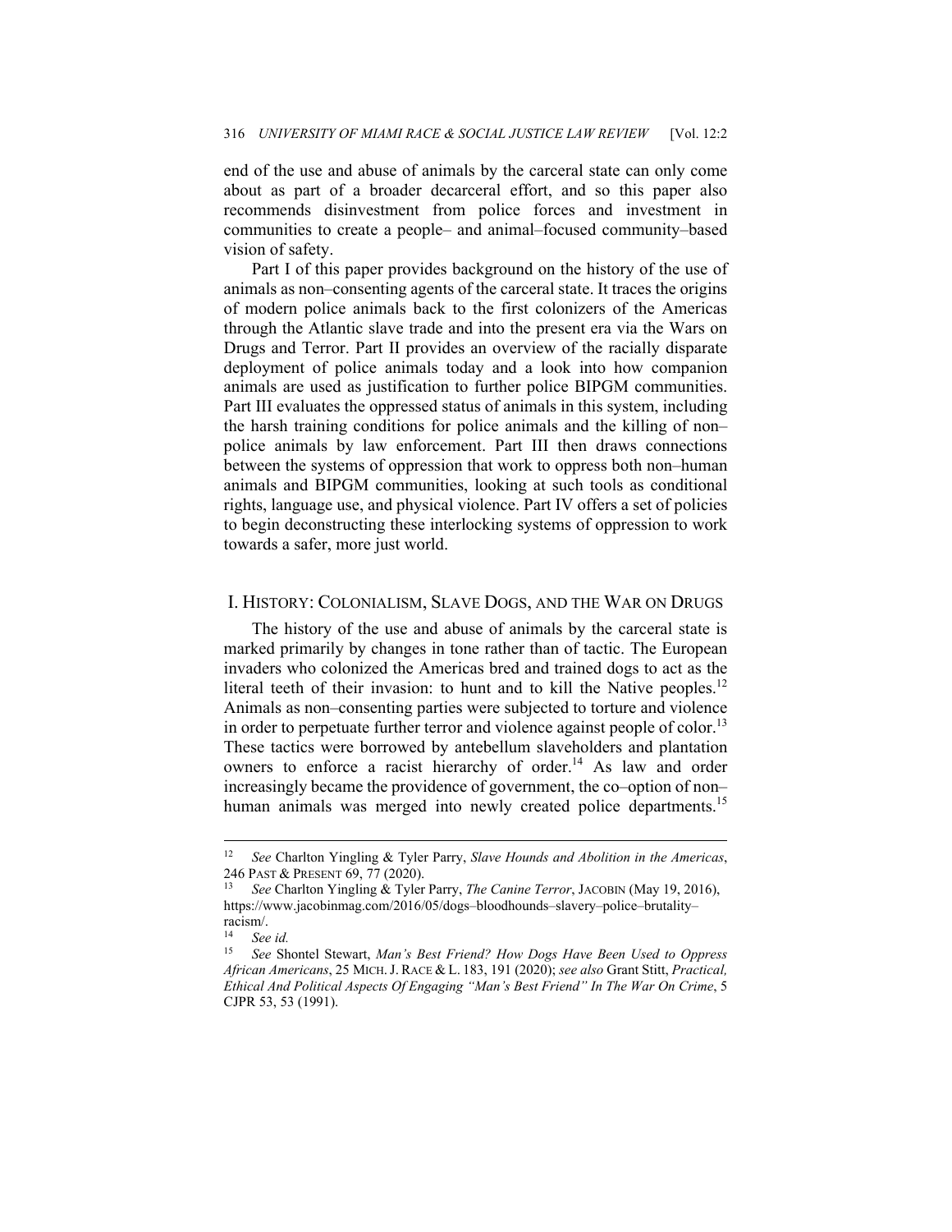end of the use and abuse of animals by the carceral state can only come about as part of a broader decarceral effort, and so this paper also recommends disinvestment from police forces and investment in communities to create a people– and animal–focused community–based vision of safety.

Part I of this paper provides background on the history of the use of animals as non–consenting agents of the carceral state. It traces the origins of modern police animals back to the first colonizers of the Americas through the Atlantic slave trade and into the present era via the Wars on Drugs and Terror. Part II provides an overview of the racially disparate deployment of police animals today and a look into how companion animals are used as justification to further police BIPGM communities. Part III evaluates the oppressed status of animals in this system, including the harsh training conditions for police animals and the killing of non–police animals by law enforcement. Part III then draws connections between the systems of oppression that work to oppress both non–human animals and BIPGM communities, looking at such tools as conditional rights, language use, and physical violence. Part IV offers a set of policies to begin deconstructing these interlocking systems of oppression to work towards a safer, more just world.

## I. History: Colonialism, Slave Dogs, and the War on Drugs

The history of the use and abuse of animals by the carceral state is marked primarily by changes in tone rather than of tactic. The European invaders who colonized the Americas bred and trained dogs to act as the literal teeth of their invasion: to hunt and to kill the Native peoples.[12] Animals as non–consenting parties were subjected to torture and violence in order to perpetuate further terror and violence against people of color.[13] These tactics were borrowed by antebellum slaveholders and plantation owners to enforce a racist hierarchy of order.[14] As law and order increasingly became the providence of government, the co–option of non–human animals was merged into newly created police departments.[15]

---

[12] *See* Charlton Yingling & Tyler Parry, *Slave Hounds and Abolition in the Americas*, 246 Past & Present 69, 77 (2020).

[13] *See* Charlton Yingling & Tyler Parry, *The Canine Terror*, Jacobin (May 19, 2016), https://www.jacobinmag.com/2016/05/dogs–bloodhounds–slavery–police–brutality–racism/.

[14] *See id.*

[15] *See* Shontel Stewart, *Man's Best Friend? How Dogs Have Been Used to Oppress African Americans*, 25 Mich. J. Race & L. 183, 191 (2020); *see also* Grant Stitt, *Practical, Ethical And Political Aspects Of Engaging "Man's Best Friend" In The War On Crime*, 5 CJPR 53, 53 (1991).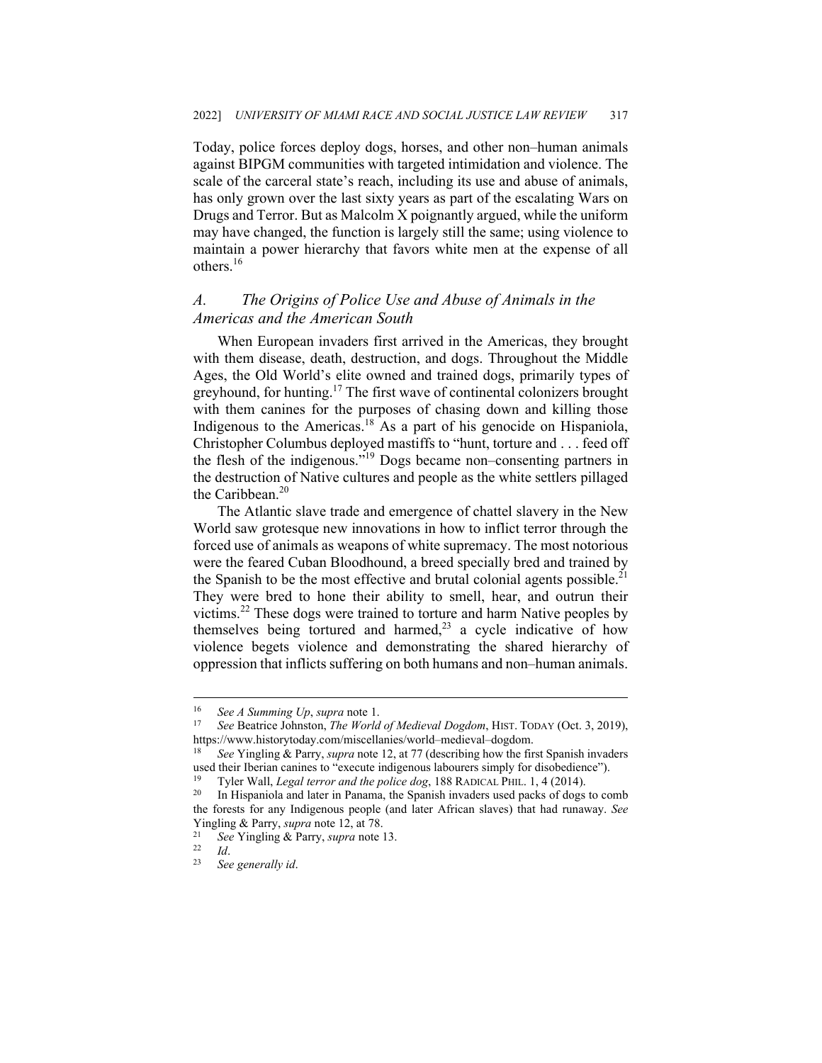Today, police forces deploy dogs, horses, and other non–human animals against BIPGM communities with targeted intimidation and violence. The scale of the carceral state's reach, including its use and abuse of animals, has only grown over the last sixty years as part of the escalating Wars on Drugs and Terror. But as Malcolm X poignantly argued, while the uniform may have changed, the function is largely still the same; using violence to maintain a power hierarchy that favors white men at the expense of all others.[16]

### *A. The Origins of Police Use and Abuse of Animals in the Americas and the American South*

When European invaders first arrived in the Americas, they brought with them disease, death, destruction, and dogs. Throughout the Middle Ages, the Old World's elite owned and trained dogs, primarily types of greyhound, for hunting.[17] The first wave of continental colonizers brought with them canines for the purposes of chasing down and killing those Indigenous to the Americas.[18] As a part of his genocide on Hispaniola, Christopher Columbus deployed mastiffs to "hunt, torture and . . . feed off the flesh of the indigenous."[19] Dogs became non–consenting partners in the destruction of Native cultures and people as the white settlers pillaged the Caribbean.[20]

The Atlantic slave trade and emergence of chattel slavery in the New World saw grotesque new innovations in how to inflict terror through the forced use of animals as weapons of white supremacy. The most notorious were the feared Cuban Bloodhound, a breed specially bred and trained by the Spanish to be the most effective and brutal colonial agents possible.[21] They were bred to hone their ability to smell, hear, and outrun their victims.[22] These dogs were trained to torture and harm Native peoples by themselves being tortured and harmed,[23] a cycle indicative of how violence begets violence and demonstrating the shared hierarchy of oppression that inflicts suffering on both humans and non–human animals.

---

[16] *See A Summing Up*, *supra* note 1.

[17] *See* Beatrice Johnston, *The World of Medieval Dogdom*, HIST. TODAY (Oct. 3, 2019), https://www.historytoday.com/miscellanies/world–medieval–dogdom.

[18] *See* Yingling & Parry, *supra* note 12, at 77 (describing how the first Spanish invaders used their Iberian canines to "execute indigenous labourers simply for disobedience").

[19] Tyler Wall, *Legal terror and the police dog*, 188 RADICAL PHIL. 1, 4 (2014).

[20] In Hispaniola and later in Panama, the Spanish invaders used packs of dogs to comb the forests for any Indigenous people (and later African slaves) that had runaway. *See* Yingling & Parry, *supra* note 12, at 78.

[21] *See* Yingling & Parry, *supra* note 13.

[22] *Id*.

[23] *See generally id*.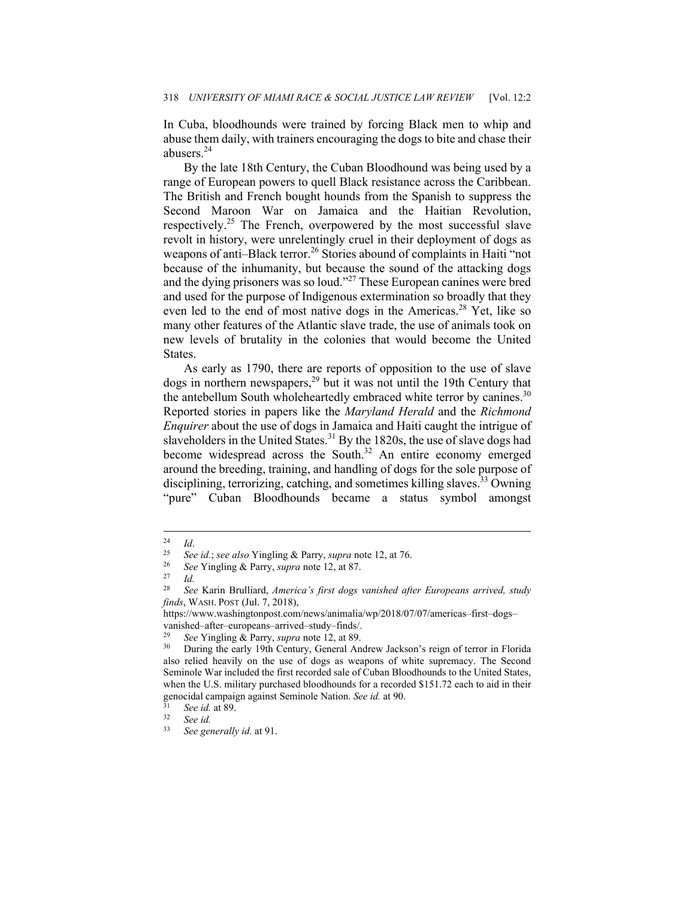In Cuba, bloodhounds were trained by forcing Black men to whip and abuse them daily, with trainers encouraging the dogs to bite and chase their abusers.[24]

By the late 18th Century, the Cuban Bloodhound was being used by a range of European powers to quell Black resistance across the Caribbean. The British and French bought hounds from the Spanish to suppress the Second Maroon War on Jamaica and the Haitian Revolution, respectively.[25] The French, overpowered by the most successful slave revolt in history, were unrelentingly cruel in their deployment of dogs as weapons of anti–Black terror.[26] Stories abound of complaints in Haiti "not because of the inhumanity, but because the sound of the attacking dogs and the dying prisoners was so loud."[27] These European canines were bred and used for the purpose of Indigenous extermination so broadly that they even led to the end of most native dogs in the Americas.[28] Yet, like so many other features of the Atlantic slave trade, the use of animals took on new levels of brutality in the colonies that would become the United States.

As early as 1790, there are reports of opposition to the use of slave dogs in northern newspapers,[29] but it was not until the 19th Century that the antebellum South wholeheartedly embraced white terror by canines.[30] Reported stories in papers like the *Maryland Herald* and the *Richmond Enquirer* about the use of dogs in Jamaica and Haiti caught the intrigue of slaveholders in the United States.[31] By the 1820s, the use of slave dogs had become widespread across the South.[32] An entire economy emerged around the breeding, training, and handling of dogs for the sole purpose of disciplining, terrorizing, catching, and sometimes killing slaves.[33] Owning "pure" Cuban Bloodhounds became a status symbol amongst

---

[24] *Id*.

[25] *See id.*; *see also* Yingling & Parry, *supra* note 12, at 76.

[26] *See* Yingling & Parry, *supra* note 12, at 87.

[27] *Id.*

[28] *See* Karin Brulliard, *America's first dogs vanished after Europeans arrived, study finds*, WASH. POST (Jul. 7, 2018), https://www.washingtonpost.com/news/animalia/wp/2018/07/07/americas–first–dogs–vanished–after–europeans–arrived–study–finds/.

[29] *See* Yingling & Parry, *supra* note 12, at 89.

[30] During the early 19th Century, General Andrew Jackson's reign of terror in Florida also relied heavily on the use of dogs as weapons of white supremacy. The Second Seminole War included the first recorded sale of Cuban Bloodhounds to the United States, when the U.S. military purchased bloodhounds for a recorded $151.72 each to aid in their genocidal campaign against Seminole Nation. *See id.* at 90.

[31] *See id.* at 89.

[32] *See id.*

[33] *See generally id.* at 91.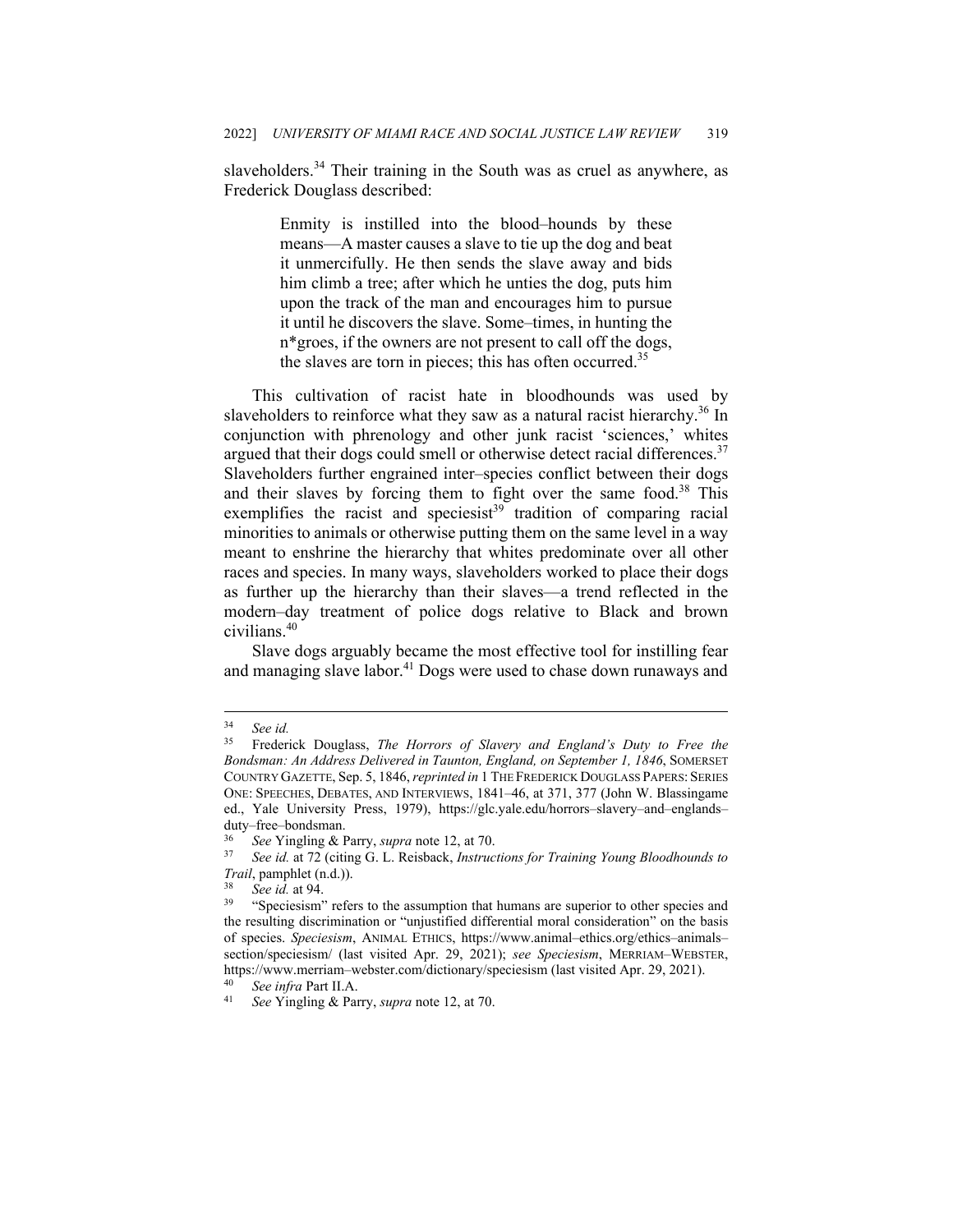slaveholders.[34] Their training in the South was as cruel as anywhere, as Frederick Douglass described:

> Enmity is instilled into the blood–hounds by these means—A master causes a slave to tie up the dog and beat it unmercifully. He then sends the slave away and bids him climb a tree; after which he unties the dog, puts him upon the track of the man and encourages him to pursue it until he discovers the slave. Some–times, in hunting the n*groes, if the owners are not present to call off the dogs, the slaves are torn in pieces; this has often occurred.[35]

This cultivation of racist hate in bloodhounds was used by slaveholders to reinforce what they saw as a natural racist hierarchy.[36] In conjunction with phrenology and other junk racist 'sciences,' whites argued that their dogs could smell or otherwise detect racial differences.[37] Slaveholders further engrained inter–species conflict between their dogs and their slaves by forcing them to fight over the same food.[38] This exemplifies the racist and speciesist[39] tradition of comparing racial minorities to animals or otherwise putting them on the same level in a way meant to enshrine the hierarchy that whites predominate over all other races and species. In many ways, slaveholders worked to place their dogs as further up the hierarchy than their slaves—a trend reflected in the modern–day treatment of police dogs relative to Black and brown civilians.[40]

Slave dogs arguably became the most effective tool for instilling fear and managing slave labor.[41] Dogs were used to chase down runaways and

---

[34] *See id.*

[35] Frederick Douglass, *The Horrors of Slavery and England's Duty to Free the Bondsman: An Address Delivered in Taunton, England, on September 1, 1846*, SOMERSET COUNTRY GAZETTE, Sep. 5, 1846, *reprinted in* 1 THE FREDERICK DOUGLASS PAPERS: SERIES ONE: SPEECHES, DEBATES, AND INTERVIEWS, 1841–46, at 371, 377 (John W. Blassingame ed., Yale University Press, 1979), https://glc.yale.edu/horrors–slavery–and–englands–duty–free–bondsman.

[36] *See* Yingling & Parry, *supra* note 12, at 70.

[37] *See id.* at 72 (citing G. L. Reisback, *Instructions for Training Young Bloodhounds to Trail*, pamphlet (n.d.)).

[38] *See id.* at 94.

[39] "Speciesism" refers to the assumption that humans are superior to other species and the resulting discrimination or "unjustified differential moral consideration" on the basis of species. *Speciesism*, ANIMAL ETHICS, https://www.animal–ethics.org/ethics–animals–section/speciesism/ (last visited Apr. 29, 2021); *see Speciesism*, MERRIAM–WEBSTER, https://www.merriam–webster.com/dictionary/speciesism (last visited Apr. 29, 2021).

[40] *See infra* Part II.A.

[41] *See* Yingling & Parry, *supra* note 12, at 70.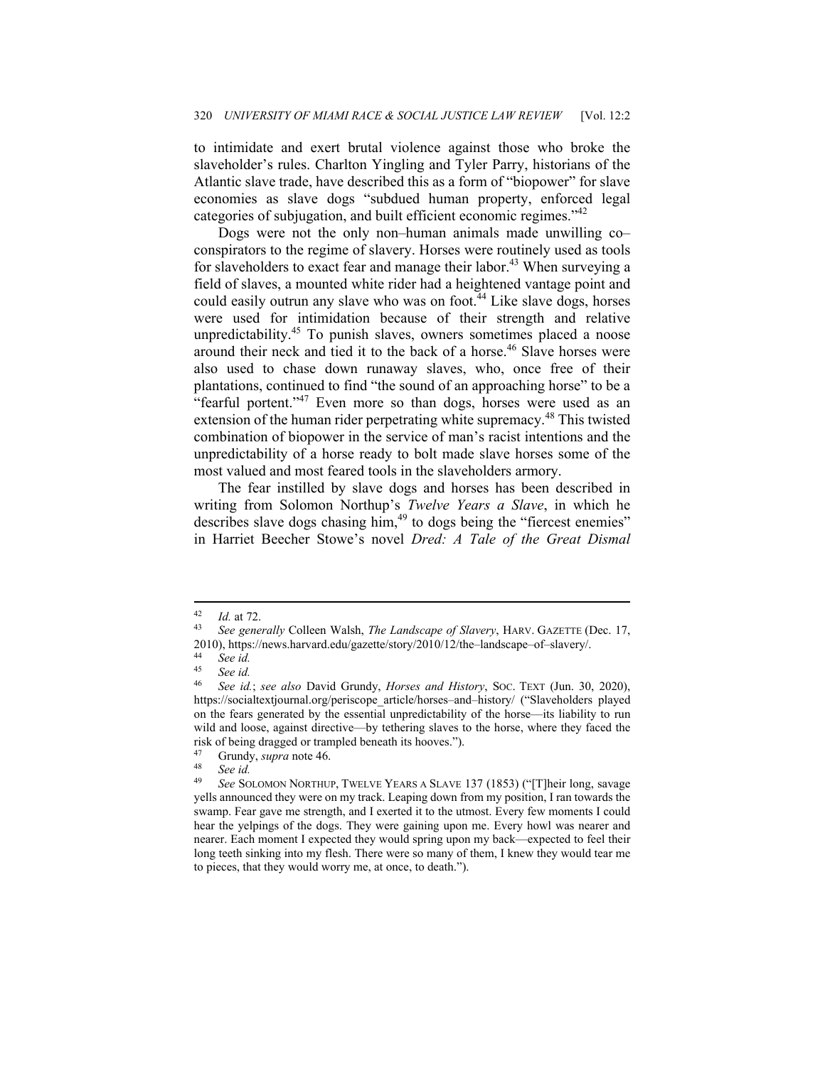to intimidate and exert brutal violence against those who broke the slaveholder's rules. Charlton Yingling and Tyler Parry, historians of the Atlantic slave trade, have described this as a form of "biopower" for slave economies as slave dogs "subdued human property, enforced legal categories of subjugation, and built efficient economic regimes."[42]

Dogs were not the only non–human animals made unwilling co–conspirators to the regime of slavery. Horses were routinely used as tools for slaveholders to exact fear and manage their labor.[43] When surveying a field of slaves, a mounted white rider had a heightened vantage point and could easily outrun any slave who was on foot.[44] Like slave dogs, horses were used for intimidation because of their strength and relative unpredictability.[45] To punish slaves, owners sometimes placed a noose around their neck and tied it to the back of a horse.[46] Slave horses were also used to chase down runaway slaves, who, once free of their plantations, continued to find "the sound of an approaching horse" to be a "fearful portent."[47] Even more so than dogs, horses were used as an extension of the human rider perpetrating white supremacy.[48] This twisted combination of biopower in the service of man's racist intentions and the unpredictability of a horse ready to bolt made slave horses some of the most valued and most feared tools in the slaveholders armory.

The fear instilled by slave dogs and horses has been described in writing from Solomon Northup's *Twelve Years a Slave*, in which he describes slave dogs chasing him,[49] to dogs being the "fiercest enemies" in Harriet Beecher Stowe's novel *Dred: A Tale of the Great Dismal*

---

[42] *Id.* at 72.

[43] *See generally* Colleen Walsh, *The Landscape of Slavery*, HARV. GAZETTE (Dec. 17, 2010), https://news.harvard.edu/gazette/story/2010/12/the–landscape–of–slavery/.

[44] *See id.*

[45] *See id.*

[46] *See id.*; *see also* David Grundy, *Horses and History*, SOC. TEXT (Jun. 30, 2020), https://socialtextjournal.org/periscope_article/horses–and–history/ ("Slaveholders played on the fears generated by the essential unpredictability of the horse—its liability to run wild and loose, against directive—by tethering slaves to the horse, where they faced the risk of being dragged or trampled beneath its hooves.").

[47] Grundy, *supra* note 46.

[48] *See id.*

[49] *See* SOLOMON NORTHUP, TWELVE YEARS A SLAVE 137 (1853) ("[T]heir long, savage yells announced they were on my track. Leaping down from my position, I ran towards the swamp. Fear gave me strength, and I exerted it to the utmost. Every few moments I could hear the yelpings of the dogs. They were gaining upon me. Every howl was nearer and nearer. Each moment I expected they would spring upon my back—expected to feel their long teeth sinking into my flesh. There were so many of them, I knew they would tear me to pieces, that they would worry me, at once, to death.").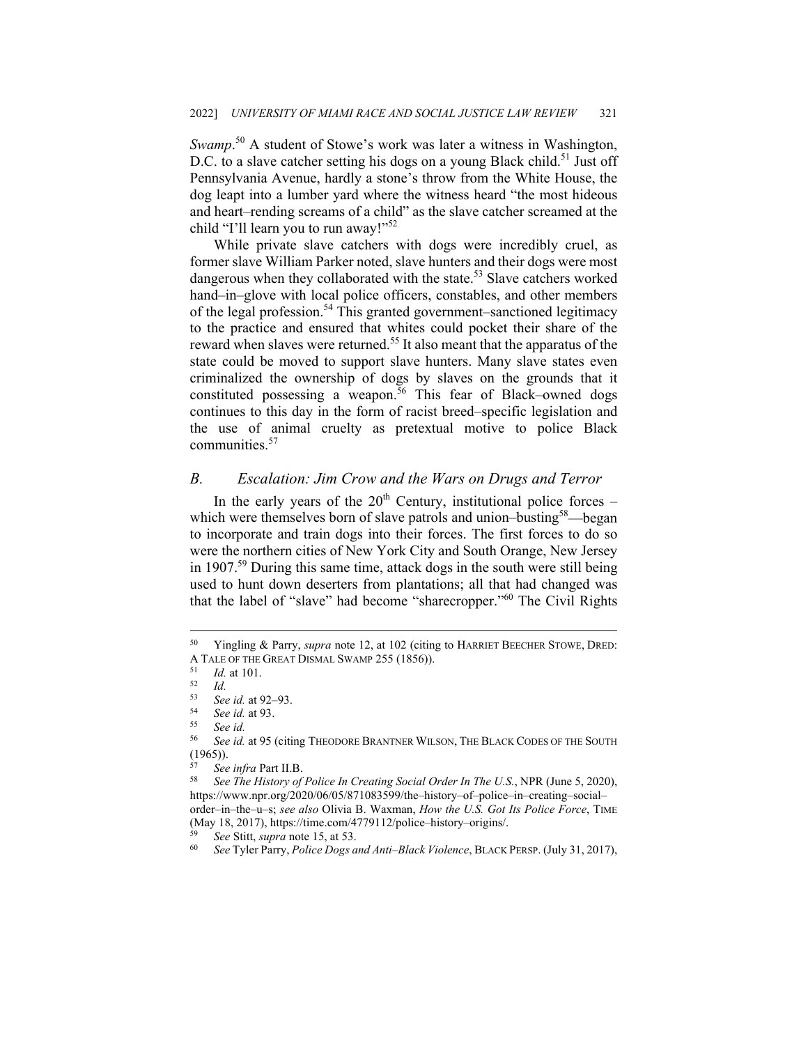*Swamp*.[50] A student of Stowe's work was later a witness in Washington, D.C. to a slave catcher setting his dogs on a young Black child.[51] Just off Pennsylvania Avenue, hardly a stone's throw from the White House, the dog leapt into a lumber yard where the witness heard "the most hideous and heart–rending screams of a child" as the slave catcher screamed at the child "I'll learn you to run away!"[52]

While private slave catchers with dogs were incredibly cruel, as former slave William Parker noted, slave hunters and their dogs were most dangerous when they collaborated with the state.[53] Slave catchers worked hand–in–glove with local police officers, constables, and other members of the legal profession.[54] This granted government–sanctioned legitimacy to the practice and ensured that whites could pocket their share of the reward when slaves were returned.[55] It also meant that the apparatus of the state could be moved to support slave hunters. Many slave states even criminalized the ownership of dogs by slaves on the grounds that it constituted possessing a weapon.[56] This fear of Black–owned dogs continues to this day in the form of racist breed–specific legislation and the use of animal cruelty as pretextual motive to police Black communities.[57]

## *B. Escalation: Jim Crow and the Wars on Drugs and Terror*

In the early years of the 20th Century, institutional police forces – which were themselves born of slave patrols and union–busting[58]—began to incorporate and train dogs into their forces. The first forces to do so were the northern cities of New York City and South Orange, New Jersey in 1907.[59] During this same time, attack dogs in the south were still being used to hunt down deserters from plantations; all that had changed was that the label of "slave" had become "sharecropper."[60] The Civil Rights

---

[50] Yingling & Parry, *supra* note 12, at 102 (citing to HARRIET BEECHER STOWE, DRED: A TALE OF THE GREAT DISMAL SWAMP 255 (1856)).

[51] *Id.* at 101.

[52] *Id.*

[53] *See id.* at 92–93.

[54] *See id.* at 93.

[55] *See id.*

[56] *See id.* at 95 (citing THEODORE BRANTNER WILSON, THE BLACK CODES OF THE SOUTH (1965)).

[57] *See infra* Part II.B.

[58] *See The History of Police In Creating Social Order In The U.S.*, NPR (June 5, 2020), https://www.npr.org/2020/06/05/871083599/the–history–of–police–in–creating–social–order–in–the–u–s; *see also* Olivia B. Waxman, *How the U.S. Got Its Police Force*, TIME (May 18, 2017), https://time.com/4779112/police–history–origins/.

[59] *See* Stitt, *supra* note 15, at 53.

[60] *See* Tyler Parry, *Police Dogs and Anti–Black Violence*, BLACK PERSP. (July 31, 2017),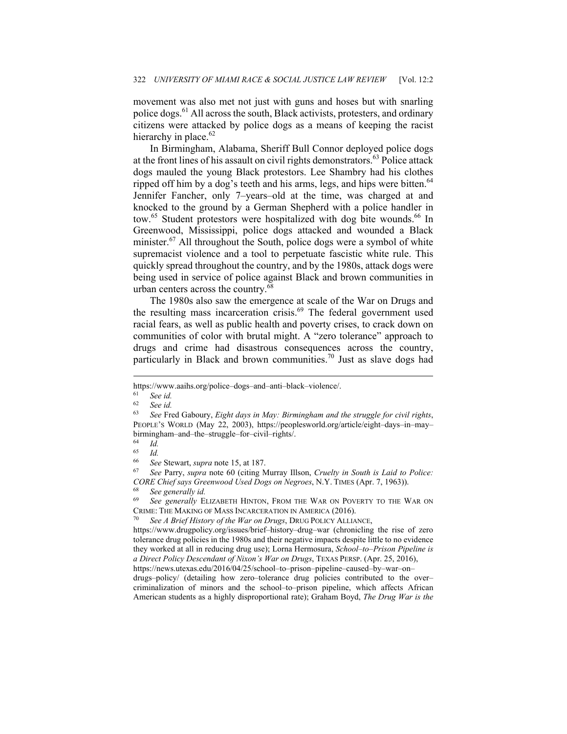movement was also met not just with guns and hoses but with snarling police dogs.[61] All across the south, Black activists, protesters, and ordinary citizens were attacked by police dogs as a means of keeping the racist hierarchy in place.[62]

In Birmingham, Alabama, Sheriff Bull Connor deployed police dogs at the front lines of his assault on civil rights demonstrators.[63] Police attack dogs mauled the young Black protestors. Lee Shambry had his clothes ripped off him by a dog's teeth and his arms, legs, and hips were bitten.[64] Jennifer Fancher, only 7–years–old at the time, was charged at and knocked to the ground by a German Shepherd with a police handler in tow.[65] Student protestors were hospitalized with dog bite wounds.[66] In Greenwood, Mississippi, police dogs attacked and wounded a Black minister.[67] All throughout the South, police dogs were a symbol of white supremacist violence and a tool to perpetuate fascistic white rule. This quickly spread throughout the country, and by the 1980s, attack dogs were being used in service of police against Black and brown communities in urban centers across the country.[68]

The 1980s also saw the emergence at scale of the War on Drugs and the resulting mass incarceration crisis.[69] The federal government used racial fears, as well as public health and poverty crises, to crack down on communities of color with brutal might. A "zero tolerance" approach to drugs and crime had disastrous consequences across the country, particularly in Black and brown communities.[70] Just as slave dogs had

---

https://www.aaihs.org/police–dogs–and–anti–black–violence/.

[61] *See id.*

[62] *See id.*

[63] *See* Fred Gaboury, *Eight days in May: Birmingham and the struggle for civil rights*, PEOPLE'S WORLD (May 22, 2003), https://peoplesworld.org/article/eight–days–in–may–birmingham–and–the–struggle–for–civil–rights/.

[64] *Id.*

[65] *Id.*

[66] *See* Stewart, *supra* note 15, at 187.

[67] *See* Parry, *supra* note 60 (citing Murray Illson, *Cruelty in South is Laid to Police: CORE Chief says Greenwood Used Dogs on Negroes*, N.Y. TIMES (Apr. 7, 1963)).

[68] *See generally id.*

[69] *See generally* ELIZABETH HINTON, FROM THE WAR ON POVERTY TO THE WAR ON CRIME: THE MAKING OF MASS INCARCERATION IN AMERICA (2016).

[70] *See A Brief History of the War on Drugs*, DRUG POLICY ALLIANCE, https://www.drugpolicy.org/issues/brief–history–drug–war (chronicling the rise of zero tolerance drug policies in the 1980s and their negative impacts despite little to no evidence they worked at all in reducing drug use); Lorna Hermosura, *School–to–Prison Pipeline is a Direct Policy Descendant of Nixon's War on Drugs*, TEXAS PERSP. (Apr. 25, 2016), https://news.utexas.edu/2016/04/25/school–to–prison–pipeline–caused–by–war–on–drugs–policy/ (detailing how zero–tolerance drug policies contributed to the over–criminalization of minors and the school–to–prison pipeline, which affects African American students as a highly disproportional rate); Graham Boyd, *The Drug War is the*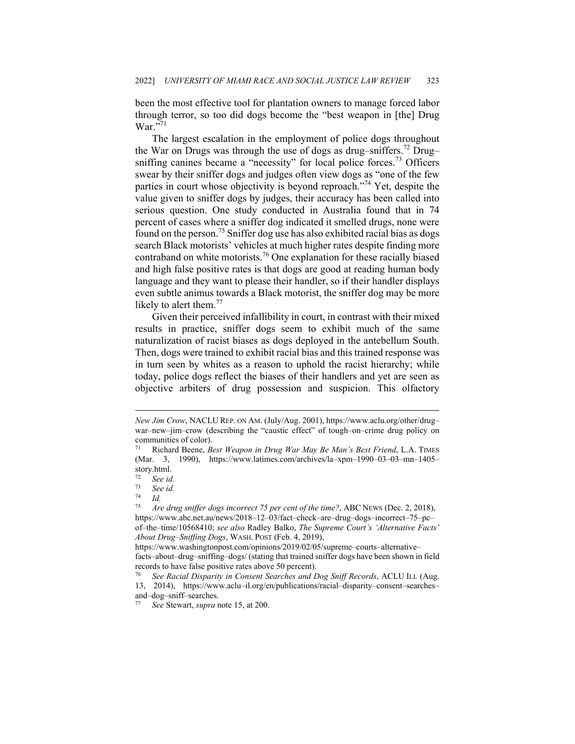been the most effective tool for plantation owners to manage forced labor through terror, so too did dogs become the "best weapon in [the] Drug War."[71]

The largest escalation in the employment of police dogs throughout the War on Drugs was through the use of dogs as drug–sniffers.[72] Drug–sniffing canines became a "necessity" for local police forces.[73] Officers swear by their sniffer dogs and judges often view dogs as "one of the few parties in court whose objectivity is beyond reproach."[74] Yet, despite the value given to sniffer dogs by judges, their accuracy has been called into serious question. One study conducted in Australia found that in 74 percent of cases where a sniffer dog indicated it smelled drugs, none were found on the person.[75] Sniffer dog use has also exhibited racial bias as dogs search Black motorists' vehicles at much higher rates despite finding more contraband on white motorists.[76] One explanation for these racially biased and high false positive rates is that dogs are good at reading human body language and they want to please their handler, so if their handler displays even subtle animus towards a Black motorist, the sniffer dog may be more likely to alert them.[77]

Given their perceived infallibility in court, in contrast with their mixed results in practice, sniffer dogs seem to exhibit much of the same naturalization of racist biases as dogs deployed in the antebellum South. Then, dogs were trained to exhibit racial bias and this trained response was in turn seen by whites as a reason to uphold the racist hierarchy; while today, police dogs reflect the biases of their handlers and yet are seen as objective arbiters of drug possession and suspicion. This olfactory

---

*New Jim Crow*, NACLU REP. ON AM. (July/Aug. 2001), https://www.aclu.org/other/drug–war–new–jim–crow (describing the "caustic effect" of tough–on–crime drug policy on communities of color).

[71] Richard Beene, *Best Weapon in Drug War May Be Man's Best Friend*, L.A. TIMES (Mar. 3, 1990), https://www.latimes.com/archives/la–xpm–1990–03–03–mn–1405–story.html.

[72] *See id.*

[73] *See id.*

[74] *Id.*

[75] *Are drug sniffer dogs incorrect 75 per cent of the time?*, ABC NEWS (Dec. 2, 2018), https://www.abc.net.au/news/2018–12–03/fact–check–are–drug–dogs–incorrect–75–pc–of–the–time/10568410; *see also* Radley Balko, *The Supreme Court's 'Alternative Facts' About Drug–Sniffing Dogs*, WASH. POST (Feb. 4, 2019), https://www.washingtonpost.com/opinions/2019/02/05/supreme–courts–alternative–facts–about–drug–sniffing–dogs/ (stating that trained sniffer dogs have been shown in field records to have false positive rates above 50 percent).

[76] *See Racial Disparity in Consent Searches and Dog Sniff Records*, ACLU ILL (Aug. 13, 2014), https://www.aclu–il.org/en/publications/racial–disparity–consent–searches–and–dog–sniff–searches.

[77] *See* Stewart, *supra* note 15, at 200.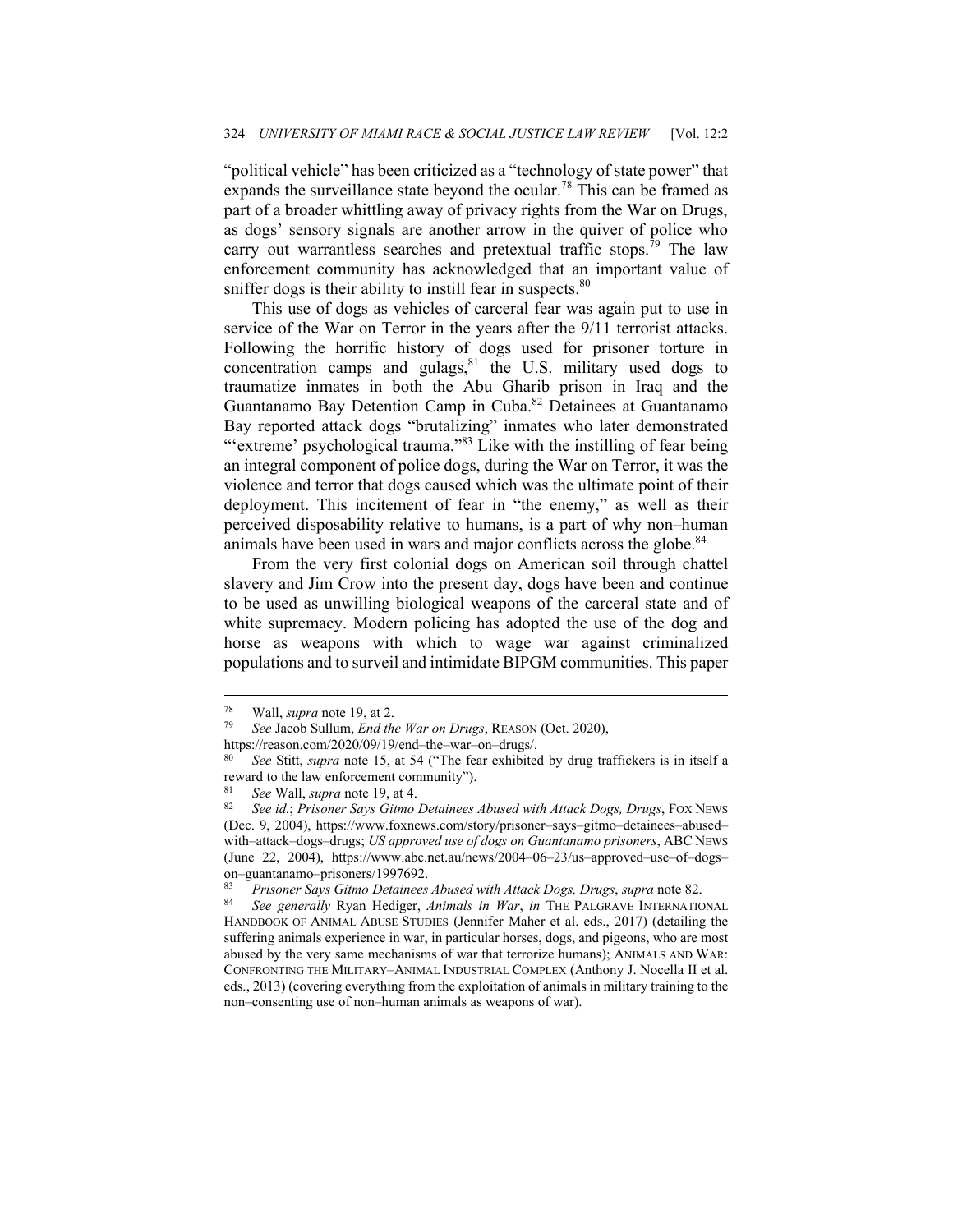"political vehicle" has been criticized as a "technology of state power" that expands the surveillance state beyond the ocular.[78] This can be framed as part of a broader whittling away of privacy rights from the War on Drugs, as dogs' sensory signals are another arrow in the quiver of police who carry out warrantless searches and pretextual traffic stops.[79] The law enforcement community has acknowledged that an important value of sniffer dogs is their ability to instill fear in suspects.[80]

This use of dogs as vehicles of carceral fear was again put to use in service of the War on Terror in the years after the 9/11 terrorist attacks. Following the horrific history of dogs used for prisoner torture in concentration camps and gulags,[81] the U.S. military used dogs to traumatize inmates in both the Abu Gharib prison in Iraq and the Guantanamo Bay Detention Camp in Cuba.[82] Detainees at Guantanamo Bay reported attack dogs "brutalizing" inmates who later demonstrated "'extreme' psychological trauma."[83] Like with the instilling of fear being an integral component of police dogs, during the War on Terror, it was the violence and terror that dogs caused which was the ultimate point of their deployment. This incitement of fear in "the enemy," as well as their perceived disposability relative to humans, is a part of why non–human animals have been used in wars and major conflicts across the globe.[84]

From the very first colonial dogs on American soil through chattel slavery and Jim Crow into the present day, dogs have been and continue to be used as unwilling biological weapons of the carceral state and of white supremacy. Modern policing has adopted the use of the dog and horse as weapons with which to wage war against criminalized populations and to surveil and intimidate BIPGM communities. This paper

---

[78] Wall, *supra* note 19, at 2.

[79] *See* Jacob Sullum, *End the War on Drugs*, REASON (Oct. 2020), https://reason.com/2020/09/19/end–the–war–on–drugs/.

[80] *See* Stitt, *supra* note 15, at 54 ("The fear exhibited by drug traffickers is in itself a reward to the law enforcement community").

[81] *See* Wall, *supra* note 19, at 4.

[82] *See id.*; *Prisoner Says Gitmo Detainees Abused with Attack Dogs, Drugs*, FOX NEWS (Dec. 9, 2004), https://www.foxnews.com/story/prisoner–says–gitmo–detainees–abused–with–attack–dogs–drugs; *US approved use of dogs on Guantanamo prisoners*, ABC NEWS (June 22, 2004), https://www.abc.net.au/news/2004–06–23/us–approved–use–of–dogs–on–guantanamo–prisoners/1997692.

[83] *Prisoner Says Gitmo Detainees Abused with Attack Dogs, Drugs*, *supra* note 82.

[84] *See generally* Ryan Hediger, *Animals in War*, *in* THE PALGRAVE INTERNATIONAL HANDBOOK OF ANIMAL ABUSE STUDIES (Jennifer Maher et al. eds., 2017) (detailing the suffering animals experience in war, in particular horses, dogs, and pigeons, who are most abused by the very same mechanisms of war that terrorize humans); ANIMALS AND WAR: CONFRONTING THE MILITARY–ANIMAL INDUSTRIAL COMPLEX (Anthony J. Nocella II et al. eds., 2013) (covering everything from the exploitation of animals in military training to the non–consenting use of non–human animals as weapons of war).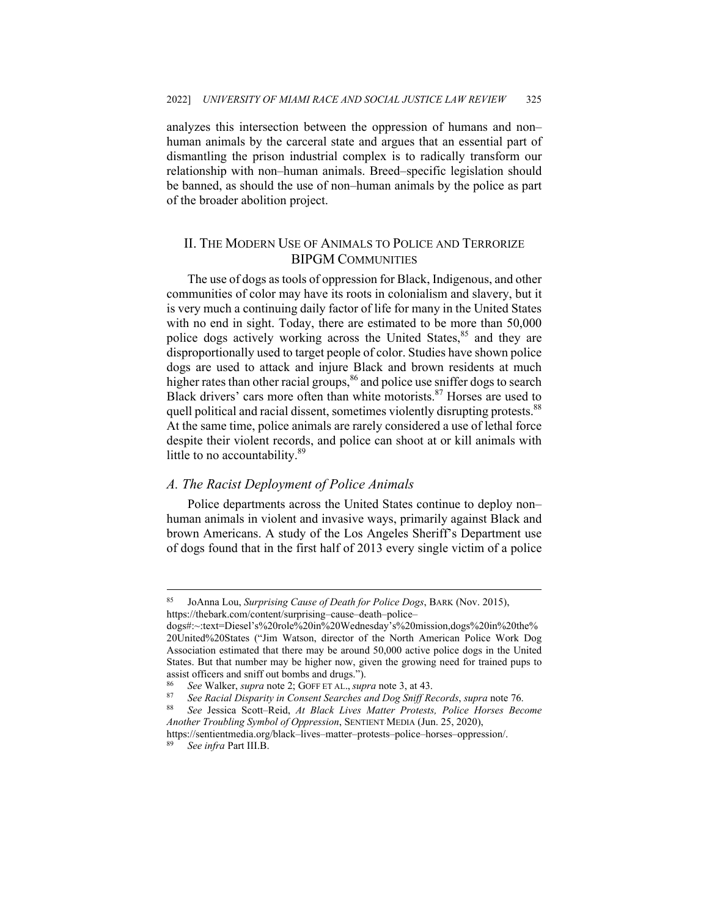analyzes this intersection between the oppression of humans and non–human animals by the carceral state and argues that an essential part of dismantling the prison industrial complex is to radically transform our relationship with non–human animals. Breed–specific legislation should be banned, as should the use of non–human animals by the police as part of the broader abolition project.

## II. THE MODERN USE OF ANIMALS TO POLICE AND TERRORIZE BIPGM COMMUNITIES

The use of dogs as tools of oppression for Black, Indigenous, and other communities of color may have its roots in colonialism and slavery, but it is very much a continuing daily factor of life for many in the United States with no end in sight. Today, there are estimated to be more than 50,000 police dogs actively working across the United States,[85] and they are disproportionally used to target people of color. Studies have shown police dogs are used to attack and injure Black and brown residents at much higher rates than other racial groups,[86] and police use sniffer dogs to search Black drivers' cars more often than white motorists.[87] Horses are used to quell political and racial dissent, sometimes violently disrupting protests.[88] At the same time, police animals are rarely considered a use of lethal force despite their violent records, and police can shoot at or kill animals with little to no accountability.[89]

### *A. The Racist Deployment of Police Animals*

Police departments across the United States continue to deploy non–human animals in violent and invasive ways, primarily against Black and brown Americans. A study of the Los Angeles Sheriff's Department use of dogs found that in the first half of 2013 every single victim of a police

---

[85] JoAnna Lou, *Surprising Cause of Death for Police Dogs*, BARK (Nov. 2015), https://thebark.com/content/surprising–cause–death–police–dogs#:~:text=Diesel's%20role%20in%20Wednesday's%20mission,dogs%20in%20the%20United%20States ("Jim Watson, director of the North American Police Work Dog Association estimated that there may be around 50,000 active police dogs in the United States. But that number may be higher now, given the growing need for trained pups to assist officers and sniff out bombs and drugs.").

[86] *See* Walker, *supra* note 2; GOFF ET AL., *supra* note 3, at 43.

[87] *See Racial Disparity in Consent Searches and Dog Sniff Records*, *supra* note 76.

[88] *See* Jessica Scott–Reid, *At Black Lives Matter Protests, Police Horses Become Another Troubling Symbol of Oppression*, SENTIENT MEDIA (Jun. 25, 2020), https://sentientmedia.org/black–lives–matter–protests–police–horses–oppression/.

[89] *See infra* Part III.B.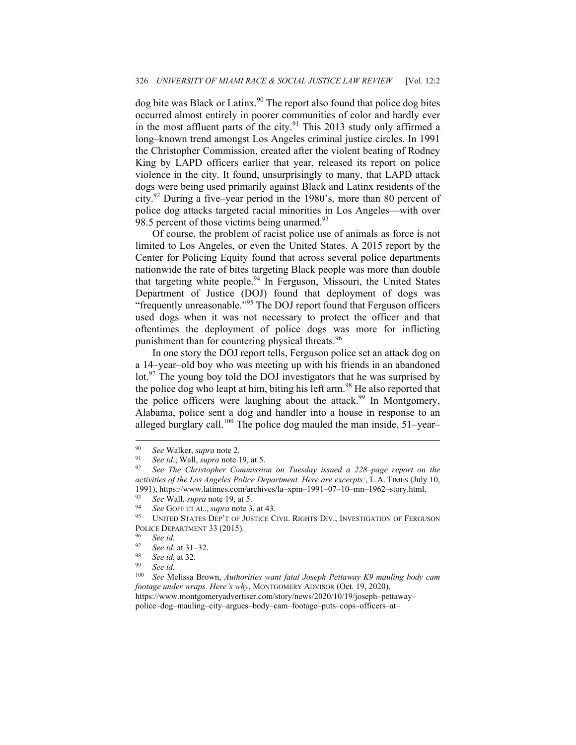dog bite was Black or Latinx.[90] The report also found that police dog bites occurred almost entirely in poorer communities of color and hardly ever in the most affluent parts of the city.[91] This 2013 study only affirmed a long–known trend amongst Los Angeles criminal justice circles. In 1991 the Christopher Commission, created after the violent beating of Rodney King by LAPD officers earlier that year, released its report on police violence in the city. It found, unsurprisingly to many, that LAPD attack dogs were being used primarily against Black and Latinx residents of the city.[92] During a five–year period in the 1980's, more than 80 percent of police dog attacks targeted racial minorities in Los Angeles—with over 98.5 percent of those victims being unarmed.[93]

Of course, the problem of racist police use of animals as force is not limited to Los Angeles, or even the United States. A 2015 report by the Center for Policing Equity found that across several police departments nationwide the rate of bites targeting Black people was more than double that targeting white people.[94] In Ferguson, Missouri, the United States Department of Justice (DOJ) found that deployment of dogs was "frequently unreasonable."[95] The DOJ report found that Ferguson officers used dogs when it was not necessary to protect the officer and that oftentimes the deployment of police dogs was more for inflicting punishment than for countering physical threats.[96]

In one story the DOJ report tells, Ferguson police set an attack dog on a 14–year–old boy who was meeting up with his friends in an abandoned lot.[97] The young boy told the DOJ investigators that he was surprised by the police dog who leapt at him, biting his left arm.[98] He also reported that the police officers were laughing about the attack.[99] In Montgomery, Alabama, police sent a dog and handler into a house in response to an alleged burglary call.[100] The police dog mauled the man inside, 51–year–

---

[90] *See* Walker, *supra* note 2.

[91] *See id.*; Wall, *supra* note 19, at 5.

[92] *See The Christopher Commission on Tuesday issued a 228–page report on the activities of the Los Angeles Police Department. Here are excerpts:*, L.A. TIMES (July 10, 1991), https://www.latimes.com/archives/la–xpm–1991–07–10–mn–1962–story.html.

[93] *See* Wall, *supra* note 19, at 5.

[94] *See* GOFF ET AL., *supra* note 3, at 43.

[95] UNITED STATES DEP'T OF JUSTICE CIVIL RIGHTS DIV., INVESTIGATION OF FERGUSON POLICE DEPARTMENT 33 (2015).

[96] *See id.*

[97] *See id.* at 31–32.

[98] *See id.* at 32.

[99] *See id.*

[100] *See* Melissa Brown, *Authorities want fatal Joseph Pettaway K9 mauling body cam footage under wraps. Here's why*, MONTGOMERY ADVISOR (Oct. 19, 2020), https://www.montgomeryadvertiser.com/story/news/2020/10/19/joseph–pettaway–police–dog–mauling–city–argues–body–cam–footage–puts–cops–officers–at–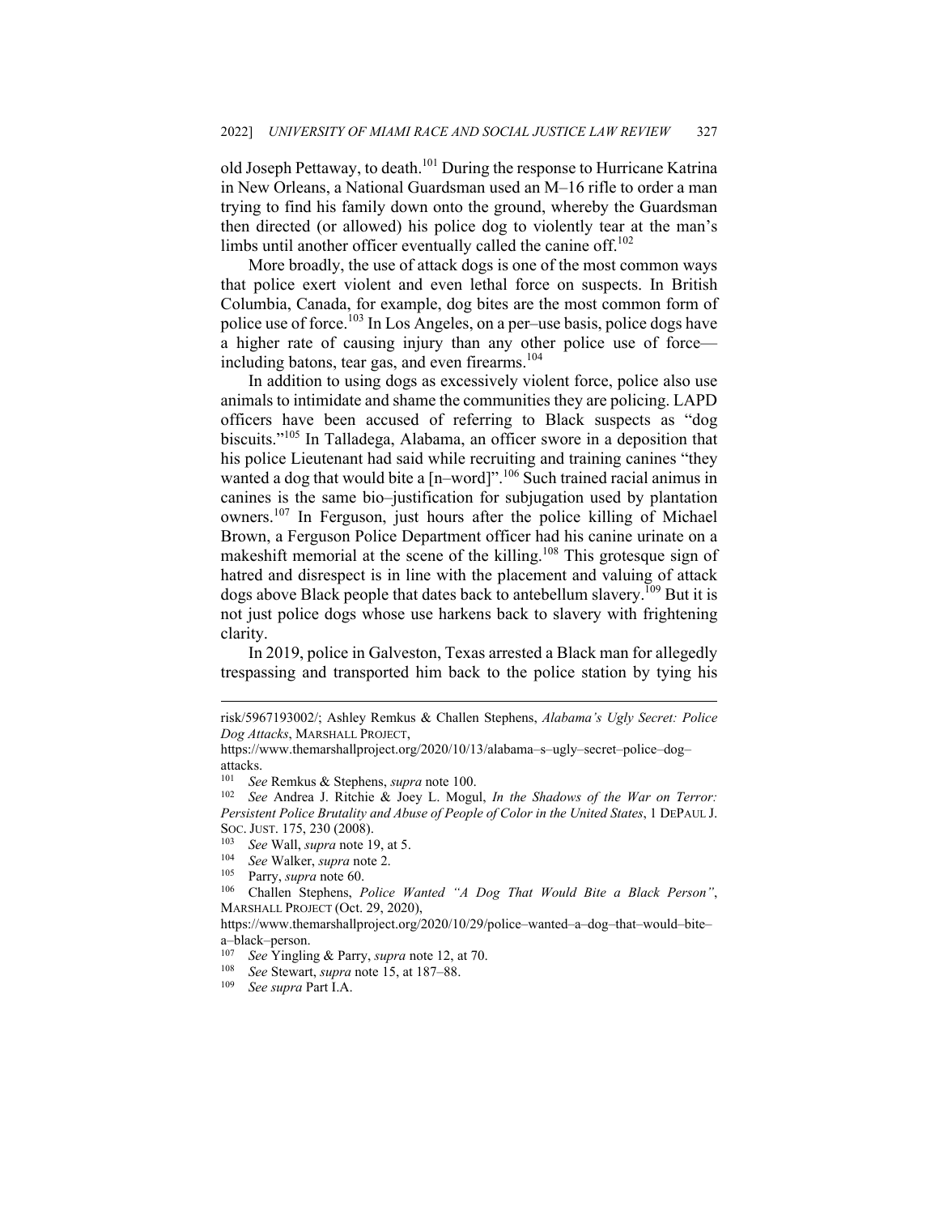old Joseph Pettaway, to death.[101] During the response to Hurricane Katrina in New Orleans, a National Guardsman used an M–16 rifle to order a man trying to find his family down onto the ground, whereby the Guardsman then directed (or allowed) his police dog to violently tear at the man's limbs until another officer eventually called the canine off.[102]

More broadly, the use of attack dogs is one of the most common ways that police exert violent and even lethal force on suspects. In British Columbia, Canada, for example, dog bites are the most common form of police use of force.[103] In Los Angeles, on a per–use basis, police dogs have a higher rate of causing injury than any other police use of force—including batons, tear gas, and even firearms.[104]

In addition to using dogs as excessively violent force, police also use animals to intimidate and shame the communities they are policing. LAPD officers have been accused of referring to Black suspects as "dog biscuits."[105] In Talladega, Alabama, an officer swore in a deposition that his police Lieutenant had said while recruiting and training canines "they wanted a dog that would bite a [n–word]".[106] Such trained racial animus in canines is the same bio–justification for subjugation used by plantation owners.[107] In Ferguson, just hours after the police killing of Michael Brown, a Ferguson Police Department officer had his canine urinate on a makeshift memorial at the scene of the killing.[108] This grotesque sign of hatred and disrespect is in line with the placement and valuing of attack dogs above Black people that dates back to antebellum slavery.[109] But it is not just police dogs whose use harkens back to slavery with frightening clarity.

In 2019, police in Galveston, Texas arrested a Black man for allegedly trespassing and transported him back to the police station by tying his

---

risk/5967193002/; Ashley Remkus & Challen Stephens, *Alabama's Ugly Secret: Police Dog Attacks*, MARSHALL PROJECT, https://www.themarshallproject.org/2020/10/13/alabama–s–ugly–secret–police–dog–attacks.

[101] *See* Remkus & Stephens, *supra* note 100.

[102] *See* Andrea J. Ritchie & Joey L. Mogul, *In the Shadows of the War on Terror: Persistent Police Brutality and Abuse of People of Color in the United States*, 1 DEPAUL J. SOC. JUST. 175, 230 (2008).

[103] *See* Wall, *supra* note 19, at 5.

[104] *See* Walker, *supra* note 2.

[105] Parry, *supra* note 60.

[106] Challen Stephens, *Police Wanted "A Dog That Would Bite a Black Person"*, MARSHALL PROJECT (Oct. 29, 2020), https://www.themarshallproject.org/2020/10/29/police–wanted–a–dog–that–would–bite–a–black–person.

[107] *See* Yingling & Parry, *supra* note 12, at 70.

[108] *See* Stewart, *supra* note 15, at 187–88.

[109] *See supra* Part I.A.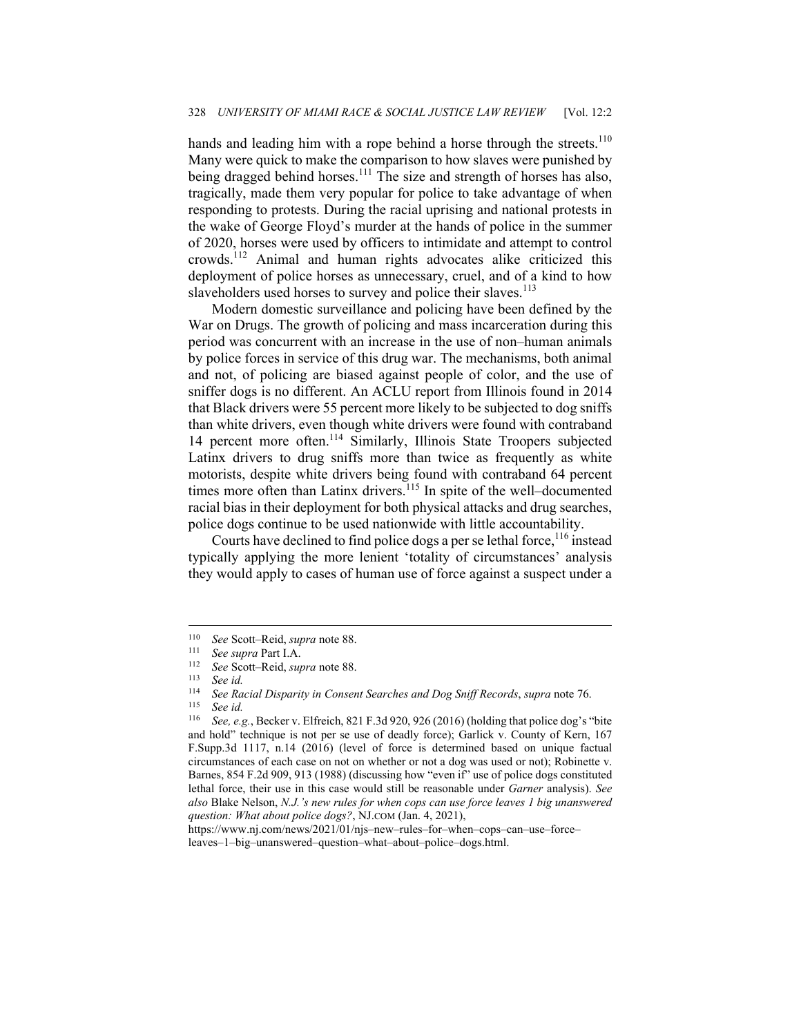hands and leading him with a rope behind a horse through the streets.[110] Many were quick to make the comparison to how slaves were punished by being dragged behind horses.[111] The size and strength of horses has also, tragically, made them very popular for police to take advantage of when responding to protests. During the racial uprising and national protests in the wake of George Floyd's murder at the hands of police in the summer of 2020, horses were used by officers to intimidate and attempt to control crowds.[112] Animal and human rights advocates alike criticized this deployment of police horses as unnecessary, cruel, and of a kind to how slaveholders used horses to survey and police their slaves.[113]

Modern domestic surveillance and policing have been defined by the War on Drugs. The growth of policing and mass incarceration during this period was concurrent with an increase in the use of non–human animals by police forces in service of this drug war. The mechanisms, both animal and not, of policing are biased against people of color, and the use of sniffer dogs is no different. An ACLU report from Illinois found in 2014 that Black drivers were 55 percent more likely to be subjected to dog sniffs than white drivers, even though white drivers were found with contraband 14 percent more often.[114] Similarly, Illinois State Troopers subjected Latinx drivers to drug sniffs more than twice as frequently as white motorists, despite white drivers being found with contraband 64 percent times more often than Latinx drivers.[115] In spite of the well–documented racial bias in their deployment for both physical attacks and drug searches, police dogs continue to be used nationwide with little accountability.

Courts have declined to find police dogs a per se lethal force,[116] instead typically applying the more lenient 'totality of circumstances' analysis they would apply to cases of human use of force against a suspect under a

---

[110] *See* Scott–Reid, *supra* note 88.

[111] *See supra* Part I.A.

[112] *See* Scott–Reid, *supra* note 88.

[113] *See id.*

[114] *See Racial Disparity in Consent Searches and Dog Sniff Records*, *supra* note 76.

[115] *See id.*

[116] *See, e.g.*, Becker v. Elfreich, 821 F.3d 920, 926 (2016) (holding that police dog's "bite and hold" technique is not per se use of deadly force); Garlick v. County of Kern, 167 F.Supp.3d 1117, n.14 (2016) (level of force is determined based on unique factual circumstances of each case on not on whether or not a dog was used or not); Robinette v. Barnes, 854 F.2d 909, 913 (1988) (discussing how "even if" use of police dogs constituted lethal force, their use in this case would still be reasonable under *Garner* analysis). *See also* Blake Nelson, *N.J.'s new rules for when cops can use force leaves 1 big unanswered question: What about police dogs?*, NJ.COM (Jan. 4, 2021), https://www.nj.com/news/2021/01/njs–new–rules–for–when–cops–can–use–force–leaves–1–big–unanswered–question–what–about–police–dogs.html.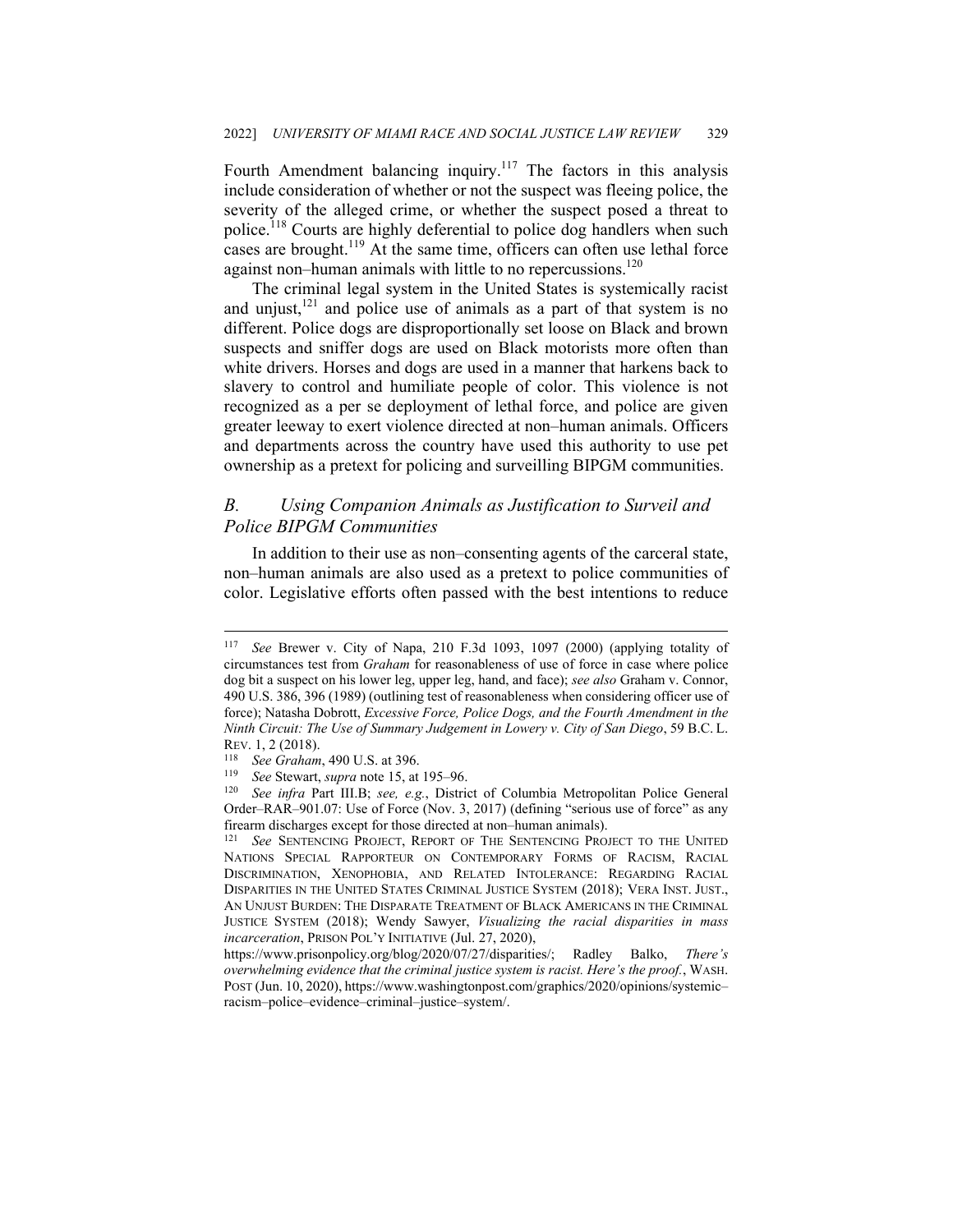Fourth Amendment balancing inquiry.[117] The factors in this analysis include consideration of whether or not the suspect was fleeing police, the severity of the alleged crime, or whether the suspect posed a threat to police.[118] Courts are highly deferential to police dog handlers when such cases are brought.[119] At the same time, officers can often use lethal force against non–human animals with little to no repercussions.[120]

The criminal legal system in the United States is systemically racist and unjust,[121] and police use of animals as a part of that system is no different. Police dogs are disproportionally set loose on Black and brown suspects and sniffer dogs are used on Black motorists more often than white drivers. Horses and dogs are used in a manner that harkens back to slavery to control and humiliate people of color. This violence is not recognized as a per se deployment of lethal force, and police are given greater leeway to exert violence directed at non–human animals. Officers and departments across the country have used this authority to use pet ownership as a pretext for policing and surveilling BIPGM communities.

### *B. Using Companion Animals as Justification to Surveil and Police BIPGM Communities*

In addition to their use as non–consenting agents of the carceral state, non–human animals are also used as a pretext to police communities of color. Legislative efforts often passed with the best intentions to reduce

---

[117] *See* Brewer v. City of Napa, 210 F.3d 1093, 1097 (2000) (applying totality of circumstances test from *Graham* for reasonableness of use of force in case where police dog bit a suspect on his lower leg, upper leg, hand, and face); *see also* Graham v. Connor, 490 U.S. 386, 396 (1989) (outlining test of reasonableness when considering officer use of force); Natasha Dobrott, *Excessive Force, Police Dogs, and the Fourth Amendment in the Ninth Circuit: The Use of Summary Judgement in Lowery v. City of San Diego*, 59 B.C. L. REV. 1, 2 (2018).

[118] *See Graham*, 490 U.S. at 396.

[119] *See* Stewart, *supra* note 15, at 195–96.

[120] *See infra* Part III.B; *see, e.g.*, District of Columbia Metropolitan Police General Order–RAR–901.07: Use of Force (Nov. 3, 2017) (defining "serious use of force" as any firearm discharges except for those directed at non–human animals).

[121] *See* SENTENCING PROJECT, REPORT OF THE SENTENCING PROJECT TO THE UNITED NATIONS SPECIAL RAPPORTEUR ON CONTEMPORARY FORMS OF RACISM, RACIAL DISCRIMINATION, XENOPHOBIA, AND RELATED INTOLERANCE: REGARDING RACIAL DISPARITIES IN THE UNITED STATES CRIMINAL JUSTICE SYSTEM (2018); VERA INST. JUST., AN UNJUST BURDEN: THE DISPARATE TREATMENT OF BLACK AMERICANS IN THE CRIMINAL JUSTICE SYSTEM (2018); Wendy Sawyer, *Visualizing the racial disparities in mass incarceration*, PRISON POL'Y INITIATIVE (Jul. 27, 2020), https://www.prisonpolicy.org/blog/2020/07/27/disparities/; Radley Balko, *There's overwhelming evidence that the criminal justice system is racist. Here's the proof.*, WASH. POST (Jun. 10, 2020), https://www.washingtonpost.com/graphics/2020/opinions/systemic–racism–police–evidence–criminal–justice–system/.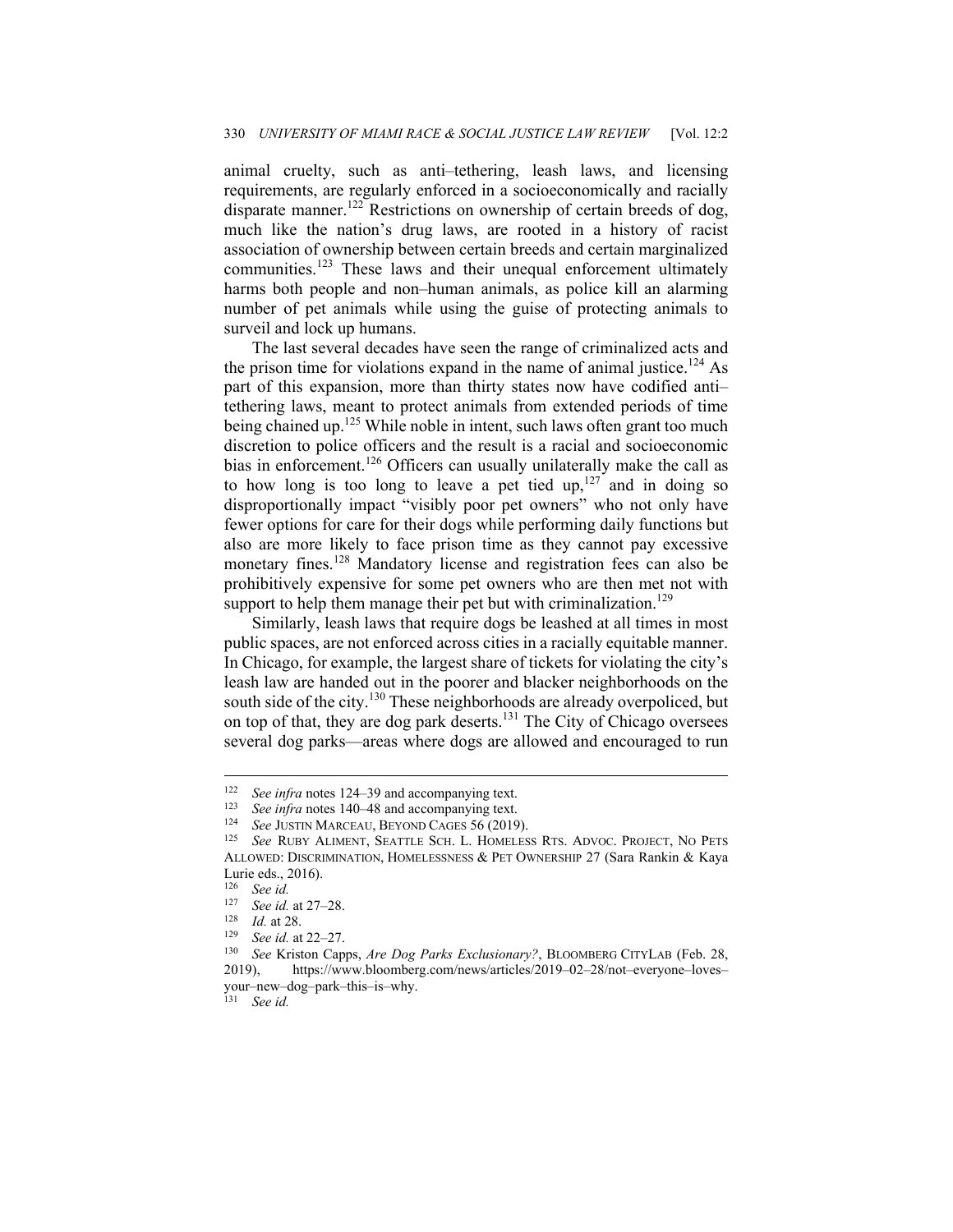animal cruelty, such as anti–tethering, leash laws, and licensing requirements, are regularly enforced in a socioeconomically and racially disparate manner.[122] Restrictions on ownership of certain breeds of dog, much like the nation's drug laws, are rooted in a history of racist association of ownership between certain breeds and certain marginalized communities.[123] These laws and their unequal enforcement ultimately harms both people and non–human animals, as police kill an alarming number of pet animals while using the guise of protecting animals to surveil and lock up humans.

The last several decades have seen the range of criminalized acts and the prison time for violations expand in the name of animal justice.[124] As part of this expansion, more than thirty states now have codified anti–tethering laws, meant to protect animals from extended periods of time being chained up.[125] While noble in intent, such laws often grant too much discretion to police officers and the result is a racial and socioeconomic bias in enforcement.[126] Officers can usually unilaterally make the call as to how long is too long to leave a pet tied up,[127] and in doing so disproportionally impact "visibly poor pet owners" who not only have fewer options for care for their dogs while performing daily functions but also are more likely to face prison time as they cannot pay excessive monetary fines.[128] Mandatory license and registration fees can also be prohibitively expensive for some pet owners who are then met not with support to help them manage their pet but with criminalization.[129]

Similarly, leash laws that require dogs be leashed at all times in most public spaces, are not enforced across cities in a racially equitable manner. In Chicago, for example, the largest share of tickets for violating the city's leash law are handed out in the poorer and blacker neighborhoods on the south side of the city.[130] These neighborhoods are already overpoliced, but on top of that, they are dog park deserts.[131] The City of Chicago oversees several dog parks—areas where dogs are allowed and encouraged to run

---

[122] *See infra* notes 124–39 and accompanying text.

[123] *See infra* notes 140–48 and accompanying text.

[124] *See* JUSTIN MARCEAU, BEYOND CAGES 56 (2019).

[125] *See* RUBY ALIMENT, SEATTLE SCH. L. HOMELESS RTS. ADVOC. PROJECT, NO PETS ALLOWED: DISCRIMINATION, HOMELESSNESS & PET OWNERSHIP 27 (Sara Rankin & Kaya Lurie eds., 2016).

[126] *See id.*

[127] *See id.* at 27–28.

[128] *Id.* at 28.

[129] *See id.* at 22–27.

[130] *See* Kriston Capps, *Are Dog Parks Exclusionary?*, BLOOMBERG CITYLAB (Feb. 28, 2019), https://www.bloomberg.com/news/articles/2019–02–28/not–everyone–loves–your–new–dog–park–this–is–why.

[131] *See id.*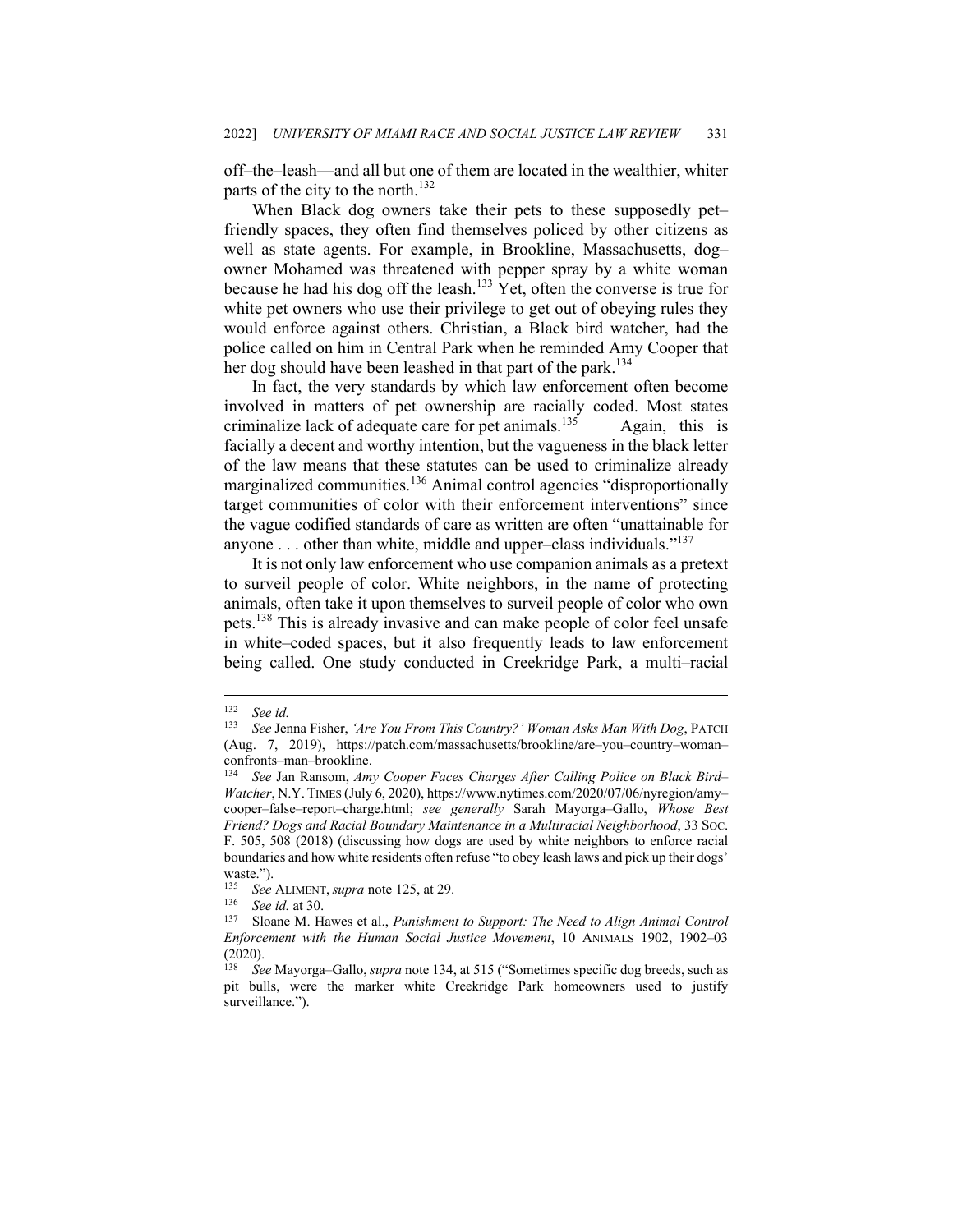off–the–leash—and all but one of them are located in the wealthier, whiter parts of the city to the north.[132]

When Black dog owners take their pets to these supposedly pet–friendly spaces, they often find themselves policed by other citizens as well as state agents. For example, in Brookline, Massachusetts, dog–owner Mohamed was threatened with pepper spray by a white woman because he had his dog off the leash.[133] Yet, often the converse is true for white pet owners who use their privilege to get out of obeying rules they would enforce against others. Christian, a Black bird watcher, had the police called on him in Central Park when he reminded Amy Cooper that her dog should have been leashed in that part of the park.[134]

In fact, the very standards by which law enforcement often become involved in matters of pet ownership are racially coded. Most states criminalize lack of adequate care for pet animals.[135] Again, this is facially a decent and worthy intention, but the vagueness in the black letter of the law means that these statutes can be used to criminalize already marginalized communities.[136] Animal control agencies "disproportionally target communities of color with their enforcement interventions" since the vague codified standards of care as written are often "unattainable for anyone . . . other than white, middle and upper–class individuals."[137]

It is not only law enforcement who use companion animals as a pretext to surveil people of color. White neighbors, in the name of protecting animals, often take it upon themselves to surveil people of color who own pets.[138] This is already invasive and can make people of color feel unsafe in white–coded spaces, but it also frequently leads to law enforcement being called. One study conducted in Creekridge Park, a multi–racial

---

[132] *See id.*

[133] *See* Jenna Fisher, *'Are You From This Country?' Woman Asks Man With Dog*, PATCH (Aug. 7, 2019), https://patch.com/massachusetts/brookline/are–you–country–woman–confronts–man–brookline.

[134] *See* Jan Ransom, *Amy Cooper Faces Charges After Calling Police on Black Bird–Watcher*, N.Y. TIMES (July 6, 2020), https://www.nytimes.com/2020/07/06/nyregion/amy–cooper–false–report–charge.html; *see generally* Sarah Mayorga–Gallo, *Whose Best Friend? Dogs and Racial Boundary Maintenance in a Multiracial Neighborhood*, 33 SOC. F. 505, 508 (2018) (discussing how dogs are used by white neighbors to enforce racial boundaries and how white residents often refuse "to obey leash laws and pick up their dogs' waste.").

[135] *See* ALIMENT, *supra* note 125, at 29.

[136] *See id.* at 30.

[137] Sloane M. Hawes et al., *Punishment to Support: The Need to Align Animal Control Enforcement with the Human Social Justice Movement*, 10 ANIMALS 1902, 1902–03 (2020).

[138] *See* Mayorga–Gallo, *supra* note 134, at 515 ("Sometimes specific dog breeds, such as pit bulls, were the marker white Creekridge Park homeowners used to justify surveillance.").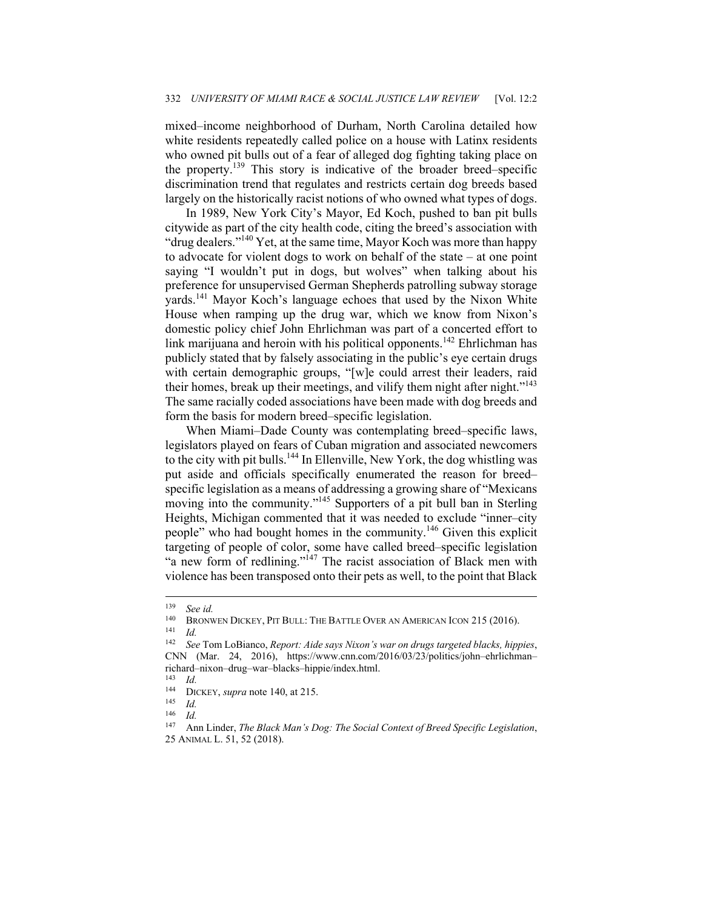mixed–income neighborhood of Durham, North Carolina detailed how white residents repeatedly called police on a house with Latinx residents who owned pit bulls out of a fear of alleged dog fighting taking place on the property.[139] This story is indicative of the broader breed–specific discrimination trend that regulates and restricts certain dog breeds based largely on the historically racist notions of who owned what types of dogs.

In 1989, New York City's Mayor, Ed Koch, pushed to ban pit bulls citywide as part of the city health code, citing the breed's association with "drug dealers."[140] Yet, at the same time, Mayor Koch was more than happy to advocate for violent dogs to work on behalf of the state – at one point saying "I wouldn't put in dogs, but wolves" when talking about his preference for unsupervised German Shepherds patrolling subway storage yards.[141] Mayor Koch's language echoes that used by the Nixon White House when ramping up the drug war, which we know from Nixon's domestic policy chief John Ehrlichman was part of a concerted effort to link marijuana and heroin with his political opponents.[142] Ehrlichman has publicly stated that by falsely associating in the public's eye certain drugs with certain demographic groups, "[w]e could arrest their leaders, raid their homes, break up their meetings, and vilify them night after night."[143] The same racially coded associations have been made with dog breeds and form the basis for modern breed–specific legislation.

When Miami–Dade County was contemplating breed–specific laws, legislators played on fears of Cuban migration and associated newcomers to the city with pit bulls.[144] In Ellenville, New York, the dog whistling was put aside and officials specifically enumerated the reason for breed–specific legislation as a means of addressing a growing share of "Mexicans moving into the community."[145] Supporters of a pit bull ban in Sterling Heights, Michigan commented that it was needed to exclude "inner–city people" who had bought homes in the community.[146] Given this explicit targeting of people of color, some have called breed–specific legislation "a new form of redlining."[147] The racist association of Black men with violence has been transposed onto their pets as well, to the point that Black

---

[139] *See id.*

[140] BRONWEN DICKEY, PIT BULL: THE BATTLE OVER AN AMERICAN ICON 215 (2016).

[141] *Id.*

[142] *See* Tom LoBianco, *Report: Aide says Nixon's war on drugs targeted blacks, hippies*, CNN (Mar. 24, 2016), https://www.cnn.com/2016/03/23/politics/john–ehrlichman–richard–nixon–drug–war–blacks–hippie/index.html.

[143] *Id.*

[144] DICKEY, *supra* note 140, at 215.

[145] *Id.*

[146] *Id.*

[147] Ann Linder, *The Black Man's Dog: The Social Context of Breed Specific Legislation*, 25 ANIMAL L. 51, 52 (2018).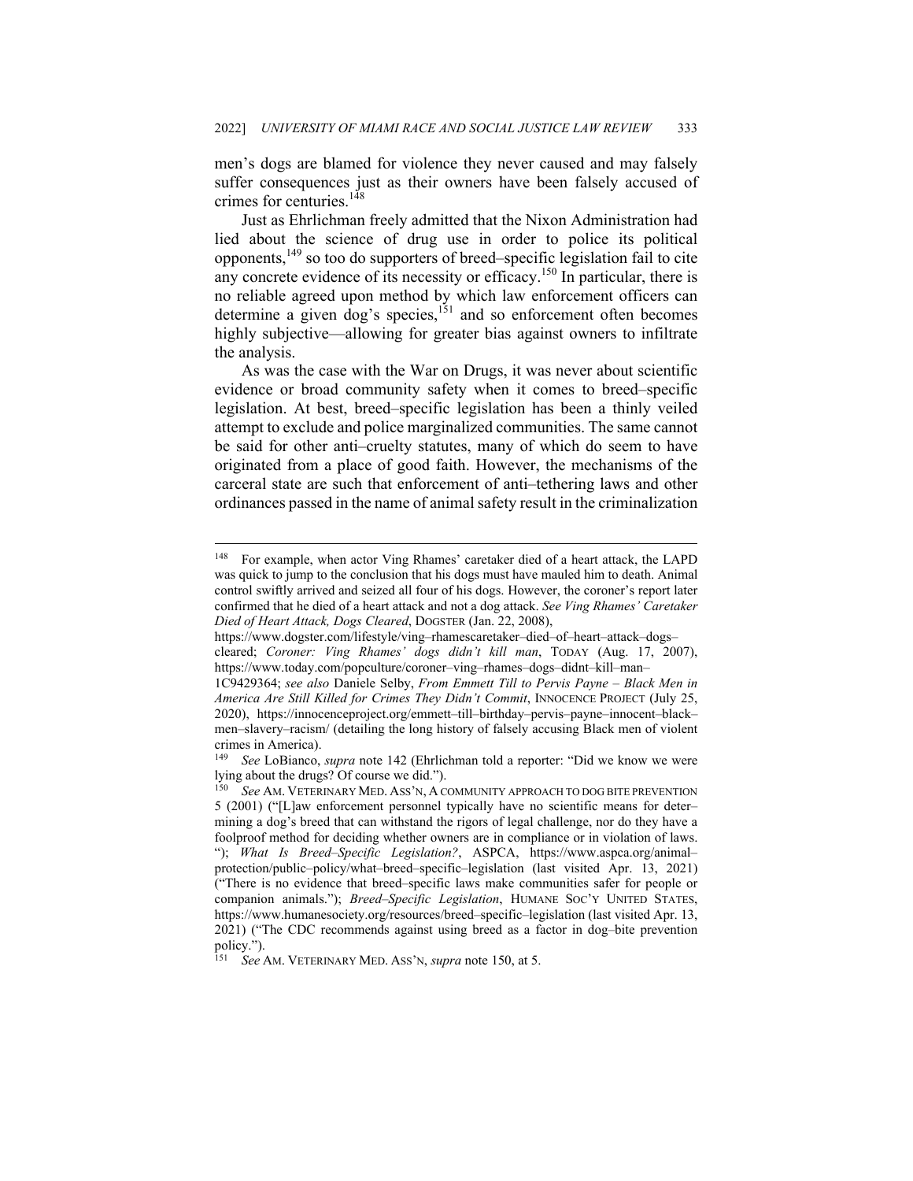men's dogs are blamed for violence they never caused and may falsely suffer consequences just as their owners have been falsely accused of crimes for centuries.[148]

Just as Ehrlichman freely admitted that the Nixon Administration had lied about the science of drug use in order to police its political opponents,[149] so too do supporters of breed–specific legislation fail to cite any concrete evidence of its necessity or efficacy.[150] In particular, there is no reliable agreed upon method by which law enforcement officers can determine a given dog's species,[151] and so enforcement often becomes highly subjective—allowing for greater bias against owners to infiltrate the analysis.

As was the case with the War on Drugs, it was never about scientific evidence or broad community safety when it comes to breed–specific legislation. At best, breed–specific legislation has been a thinly veiled attempt to exclude and police marginalized communities. The same cannot be said for other anti–cruelty statutes, many of which do seem to have originated from a place of good faith. However, the mechanisms of the carceral state are such that enforcement of anti–tethering laws and other ordinances passed in the name of animal safety result in the criminalization

---

[148] For example, when actor Ving Rhames' caretaker died of a heart attack, the LAPD was quick to jump to the conclusion that his dogs must have mauled him to death. Animal control swiftly arrived and seized all four of his dogs. However, the coroner's report later confirmed that he died of a heart attack and not a dog attack. *See Ving Rhames' Caretaker Died of Heart Attack, Dogs Cleared*, DOGSTER (Jan. 22, 2008), https://www.dogster.com/lifestyle/ving–rhamescaretaker–died–of–heart–attack–dogs–cleared; *Coroner: Ving Rhames' dogs didn't kill man*, TODAY (Aug. 17, 2007), https://www.today.com/popculture/coroner–ving–rhames–dogs–didnt–kill–man–1C9429364; *see also* Daniele Selby, *From Emmett Till to Pervis Payne – Black Men in America Are Still Killed for Crimes They Didn't Commit*, INNOCENCE PROJECT (July 25, 2020), https://innocenceproject.org/emmett–till–birthday–pervis–payne–innocent–black–men–slavery–racism/ (detailing the long history of falsely accusing Black men of violent crimes in America).

[149] *See* LoBianco, *supra* note 142 (Ehrlichman told a reporter: "Did we know we were lying about the drugs? Of course we did.").

[150] *See* AM. VETERINARY MED. ASS'N, A COMMUNITY APPROACH TO DOG BITE PREVENTION 5 (2001) ("[L]aw enforcement personnel typically have no scientific means for deter–mining a dog's breed that can withstand the rigors of legal challenge, nor do they have a foolproof method for deciding whether owners are in compliance or in violation of laws. "); *What Is Breed–Specific Legislation?*, ASPCA, https://www.aspca.org/animal–protection/public–policy/what–breed–specific–legislation (last visited Apr. 13, 2021) ("There is no evidence that breed–specific laws make communities safer for people or companion animals."); *Breed–Specific Legislation*, HUMANE SOC'Y UNITED STATES, https://www.humanesociety.org/resources/breed–specific–legislation (last visited Apr. 13, 2021) ("The CDC recommends against using breed as a factor in dog–bite prevention policy.").

[151] *See* AM. VETERINARY MED. ASS'N, *supra* note 150, at 5.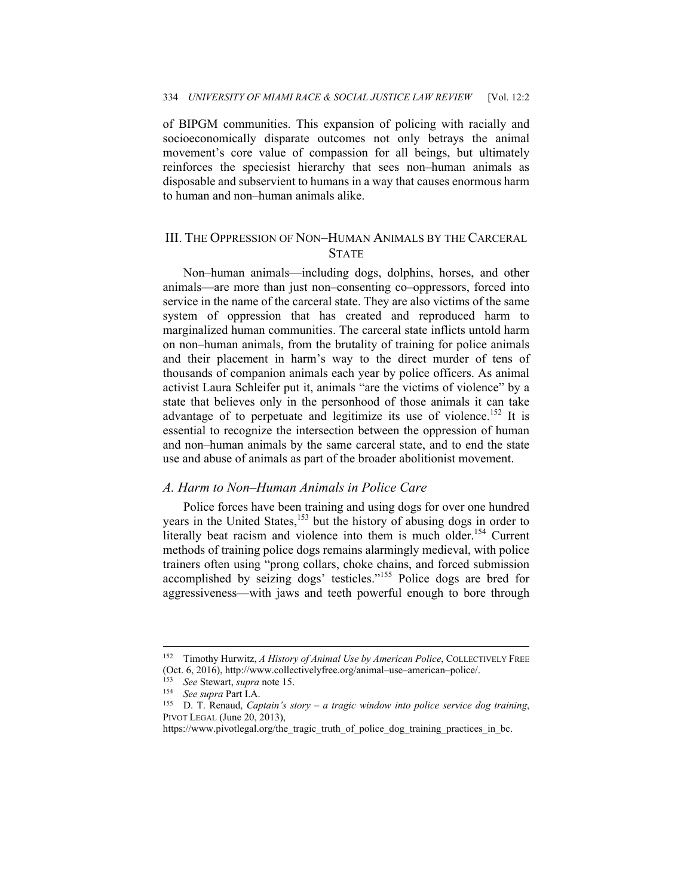of BIPGM communities. This expansion of policing with racially and socioeconomically disparate outcomes not only betrays the animal movement's core value of compassion for all beings, but ultimately reinforces the speciesist hierarchy that sees non–human animals as disposable and subservient to humans in a way that causes enormous harm to human and non–human animals alike.

## III. The Oppression of Non–Human Animals by the Carceral State

Non–human animals—including dogs, dolphins, horses, and other animals—are more than just non–consenting co–oppressors, forced into service in the name of the carceral state. They are also victims of the same system of oppression that has created and reproduced harm to marginalized human communities. The carceral state inflicts untold harm on non–human animals, from the brutality of training for police animals and their placement in harm's way to the direct murder of tens of thousands of companion animals each year by police officers. As animal activist Laura Schleifer put it, animals "are the victims of violence" by a state that believes only in the personhood of those animals it can take advantage of to perpetuate and legitimize its use of violence.[152] It is essential to recognize the intersection between the oppression of human and non–human animals by the same carceral state, and to end the state use and abuse of animals as part of the broader abolitionist movement.

### *A. Harm to Non–Human Animals in Police Care*

Police forces have been training and using dogs for over one hundred years in the United States,[153] but the history of abusing dogs in order to literally beat racism and violence into them is much older.[154] Current methods of training police dogs remains alarmingly medieval, with police trainers often using "prong collars, choke chains, and forced submission accomplished by seizing dogs' testicles."[155] Police dogs are bred for aggressiveness—with jaws and teeth powerful enough to bore through

---

[152] Timothy Hurwitz, *A History of Animal Use by American Police*, Collectively Free (Oct. 6, 2016), http://www.collectivelyfree.org/animal–use–american–police/.

[153] *See* Stewart, *supra* note 15.

[154] *See supra* Part I.A.

[155] D. T. Renaud, *Captain's story – a tragic window into police service dog training*, Pivot Legal (June 20, 2013), https://www.pivotlegal.org/the_tragic_truth_of_police_dog_training_practices_in_bc.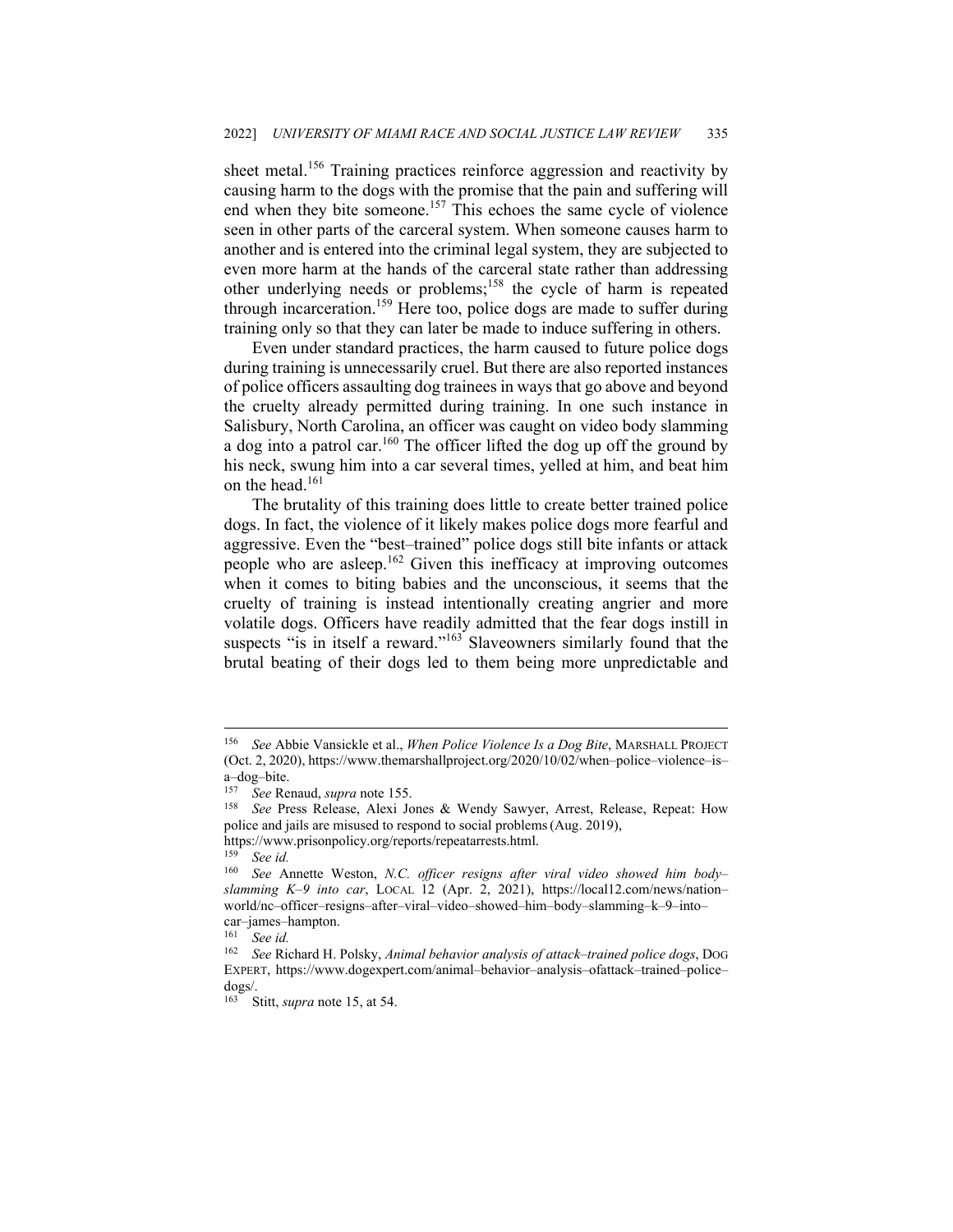sheet metal.[156] Training practices reinforce aggression and reactivity by causing harm to the dogs with the promise that the pain and suffering will end when they bite someone.[157] This echoes the same cycle of violence seen in other parts of the carceral system. When someone causes harm to another and is entered into the criminal legal system, they are subjected to even more harm at the hands of the carceral state rather than addressing other underlying needs or problems;[158] the cycle of harm is repeated through incarceration.[159] Here too, police dogs are made to suffer during training only so that they can later be made to induce suffering in others.

Even under standard practices, the harm caused to future police dogs during training is unnecessarily cruel. But there are also reported instances of police officers assaulting dog trainees in ways that go above and beyond the cruelty already permitted during training. In one such instance in Salisbury, North Carolina, an officer was caught on video body slamming a dog into a patrol car.[160] The officer lifted the dog up off the ground by his neck, swung him into a car several times, yelled at him, and beat him on the head.[161]

The brutality of this training does little to create better trained police dogs. In fact, the violence of it likely makes police dogs more fearful and aggressive. Even the "best–trained" police dogs still bite infants or attack people who are asleep.[162] Given this inefficacy at improving outcomes when it comes to biting babies and the unconscious, it seems that the cruelty of training is instead intentionally creating angrier and more volatile dogs. Officers have readily admitted that the fear dogs instill in suspects "is in itself a reward."[163] Slaveowners similarly found that the brutal beating of their dogs led to them being more unpredictable and

---

[156] *See* Abbie Vansickle et al., *When Police Violence Is a Dog Bite*, MARSHALL PROJECT (Oct. 2, 2020), https://www.themarshallproject.org/2020/10/02/when–police–violence–is–a–dog–bite.

[157] *See* Renaud, *supra* note 155.

[158] *See* Press Release, Alexi Jones & Wendy Sawyer, Arrest, Release, Repeat: How police and jails are misused to respond to social problems (Aug. 2019), https://www.prisonpolicy.org/reports/repeatarrests.html.

[159] *See id.*

[160] *See* Annette Weston, *N.C. officer resigns after viral video showed him body–slamming K–9 into car*, LOCAL 12 (Apr. 2, 2021), https://local12.com/news/nation–world/nc–officer–resigns–after–viral–video–showed–him–body–slamming–k–9–into–car–james–hampton.

[161] *See id.*

[162] *See* Richard H. Polsky, *Animal behavior analysis of attack–trained police dogs*, DOG EXPERT, https://www.dogexpert.com/animal–behavior–analysis–ofattack–trained–police–dogs/.

[163] Stitt, *supra* note 15, at 54.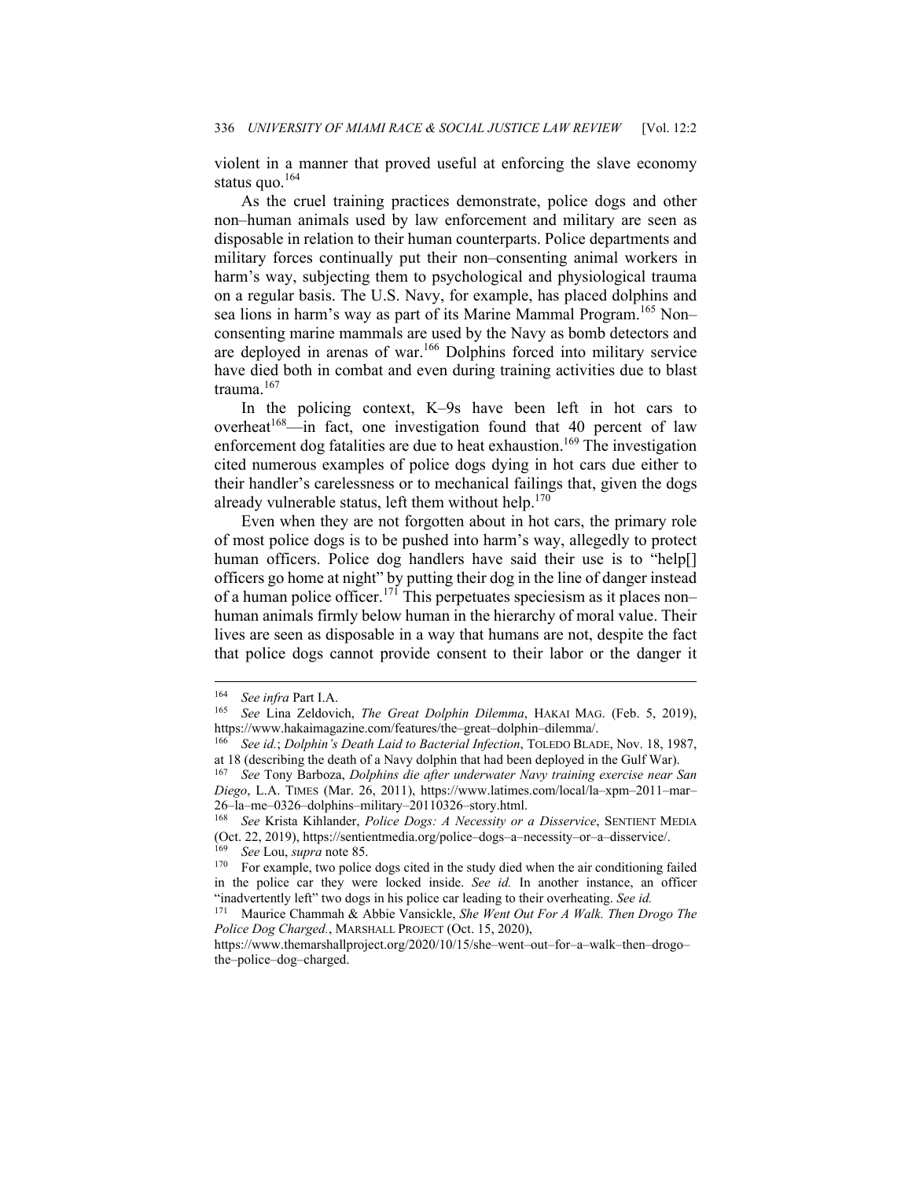violent in a manner that proved useful at enforcing the slave economy status quo.[164]

As the cruel training practices demonstrate, police dogs and other non–human animals used by law enforcement and military are seen as disposable in relation to their human counterparts. Police departments and military forces continually put their non–consenting animal workers in harm's way, subjecting them to psychological and physiological trauma on a regular basis. The U.S. Navy, for example, has placed dolphins and sea lions in harm's way as part of its Marine Mammal Program.[165] Non–consenting marine mammals are used by the Navy as bomb detectors and are deployed in arenas of war.[166] Dolphins forced into military service have died both in combat and even during training activities due to blast trauma.[167]

In the policing context, K–9s have been left in hot cars to overheat[168]—in fact, one investigation found that 40 percent of law enforcement dog fatalities are due to heat exhaustion.[169] The investigation cited numerous examples of police dogs dying in hot cars due either to their handler's carelessness or to mechanical failings that, given the dogs already vulnerable status, left them without help.[170]

Even when they are not forgotten about in hot cars, the primary role of most police dogs is to be pushed into harm's way, allegedly to protect human officers. Police dog handlers have said their use is to "help[] officers go home at night" by putting their dog in the line of danger instead of a human police officer.[171] This perpetuates speciesism as it places non–human animals firmly below human in the hierarchy of moral value. Their lives are seen as disposable in a way that humans are not, despite the fact that police dogs cannot provide consent to their labor or the danger it

---

[164] *See infra* Part I.A.

[165] *See* Lina Zeldovich, *The Great Dolphin Dilemma*, HAKAI MAG. (Feb. 5, 2019), https://www.hakaimagazine.com/features/the–great–dolphin–dilemma/.

[166] *See id.*; *Dolphin's Death Laid to Bacterial Infection*, TOLEDO BLADE, Nov. 18, 1987, at 18 (describing the death of a Navy dolphin that had been deployed in the Gulf War).

[167] *See* Tony Barboza, *Dolphins die after underwater Navy training exercise near San Diego*, L.A. TIMES (Mar. 26, 2011), https://www.latimes.com/local/la–xpm–2011–mar–26–la–me–0326–dolphins–military–20110326–story.html.

[168] *See* Krista Kihlander, *Police Dogs: A Necessity or a Disservice*, SENTIENT MEDIA (Oct. 22, 2019), https://sentientmedia.org/police–dogs–a–necessity–or–a–disservice/.

[169] *See* Lou, *supra* note 85.

[170] For example, two police dogs cited in the study died when the air conditioning failed in the police car they were locked inside. *See id.* In another instance, an officer "inadvertently left" two dogs in his police car leading to their overheating. *See id.*

[171] Maurice Chammah & Abbie Vansickle, *She Went Out For A Walk. Then Drogo The Police Dog Charged.*, MARSHALL PROJECT (Oct. 15, 2020), https://www.themarshallproject.org/2020/10/15/she–went–out–for–a–walk–then–drogo–the–police–dog–charged.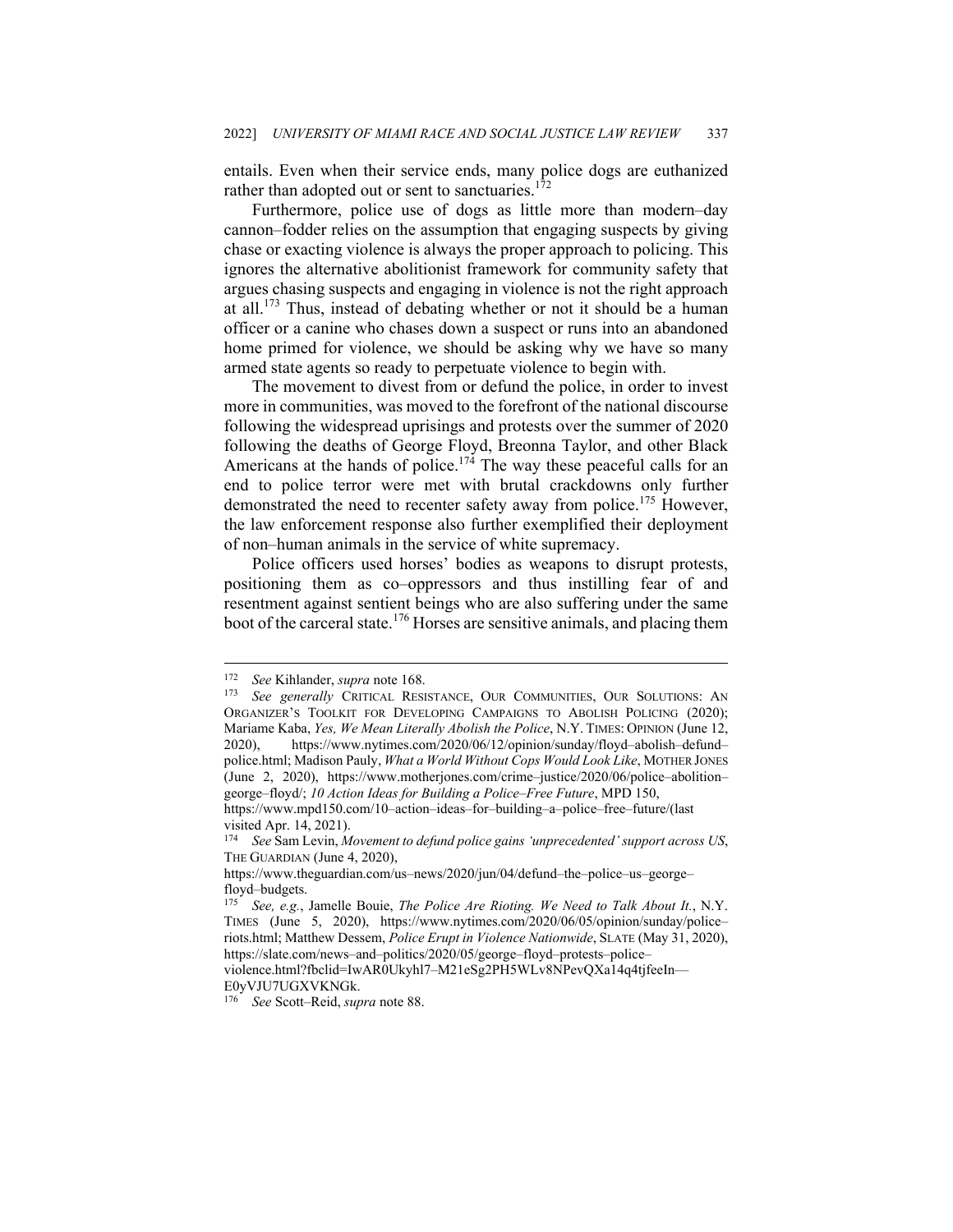entails. Even when their service ends, many police dogs are euthanized rather than adopted out or sent to sanctuaries.[172]

Furthermore, police use of dogs as little more than modern–day cannon–fodder relies on the assumption that engaging suspects by giving chase or exacting violence is always the proper approach to policing. This ignores the alternative abolitionist framework for community safety that argues chasing suspects and engaging in violence is not the right approach at all.[173] Thus, instead of debating whether or not it should be a human officer or a canine who chases down a suspect or runs into an abandoned home primed for violence, we should be asking why we have so many armed state agents so ready to perpetuate violence to begin with.

The movement to divest from or defund the police, in order to invest more in communities, was moved to the forefront of the national discourse following the widespread uprisings and protests over the summer of 2020 following the deaths of George Floyd, Breonna Taylor, and other Black Americans at the hands of police.[174] The way these peaceful calls for an end to police terror were met with brutal crackdowns only further demonstrated the need to recenter safety away from police.[175] However, the law enforcement response also further exemplified their deployment of non–human animals in the service of white supremacy.

Police officers used horses' bodies as weapons to disrupt protests, positioning them as co–oppressors and thus instilling fear of and resentment against sentient beings who are also suffering under the same boot of the carceral state.[176] Horses are sensitive animals, and placing them

---

[172] *See* Kihlander, *supra* note 168.

[173] *See generally* CRITICAL RESISTANCE, OUR COMMUNITIES, OUR SOLUTIONS: AN ORGANIZER'S TOOLKIT FOR DEVELOPING CAMPAIGNS TO ABOLISH POLICING (2020); Mariame Kaba, *Yes, We Mean Literally Abolish the Police*, N.Y. TIMES: OPINION (June 12, 2020), https://www.nytimes.com/2020/06/12/opinion/sunday/floyd–abolish–defund–police.html; Madison Pauly, *What a World Without Cops Would Look Like*, MOTHER JONES (June 2, 2020), https://www.motherjones.com/crime–justice/2020/06/police–abolition–george–floyd/; *10 Action Ideas for Building a Police–Free Future*, MPD 150, https://www.mpd150.com/10–action–ideas–for–building–a–police–free–future/(last visited Apr. 14, 2021).

[174] *See* Sam Levin, *Movement to defund police gains 'unprecedented' support across US*, THE GUARDIAN (June 4, 2020), https://www.theguardian.com/us–news/2020/jun/04/defund–the–police–us–george–floyd–budgets.

[175] *See, e.g.*, Jamelle Bouie, *The Police Are Rioting. We Need to Talk About It.*, N.Y. TIMES (June 5, 2020), https://www.nytimes.com/2020/06/05/opinion/sunday/police–riots.html; Matthew Dessem, *Police Erupt in Violence Nationwide*, SLATE (May 31, 2020), https://slate.com/news–and–politics/2020/05/george–floyd–protests–police–violence.html?fbclid=IwAR0Ukyhl7–M21eSg2PH5WLv8NPevQXa14q4tjfeeIn—E0yVJU7UGXVKNGk.

[176] *See* Scott–Reid, *supra* note 88.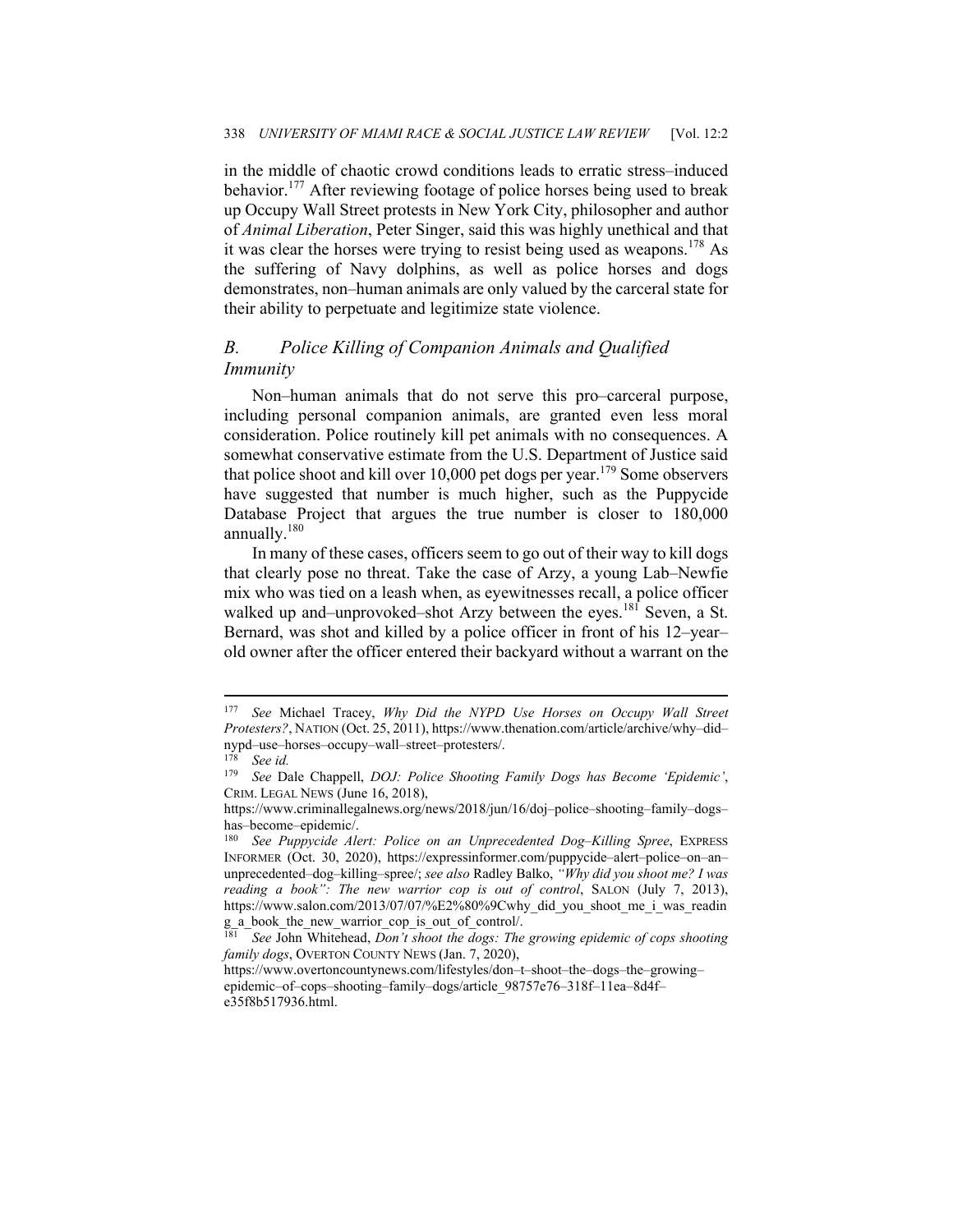in the middle of chaotic crowd conditions leads to erratic stress–induced behavior.[177] After reviewing footage of police horses being used to break up Occupy Wall Street protests in New York City, philosopher and author of *Animal Liberation*, Peter Singer, said this was highly unethical and that it was clear the horses were trying to resist being used as weapons.[178] As the suffering of Navy dolphins, as well as police horses and dogs demonstrates, non–human animals are only valued by the carceral state for their ability to perpetuate and legitimize state violence.

### *B. Police Killing of Companion Animals and Qualified Immunity*

Non–human animals that do not serve this pro–carceral purpose, including personal companion animals, are granted even less moral consideration. Police routinely kill pet animals with no consequences. A somewhat conservative estimate from the U.S. Department of Justice said that police shoot and kill over 10,000 pet dogs per year.[179] Some observers have suggested that number is much higher, such as the Puppycide Database Project that argues the true number is closer to 180,000 annually.[180]

In many of these cases, officers seem to go out of their way to kill dogs that clearly pose no threat. Take the case of Arzy, a young Lab–Newfie mix who was tied on a leash when, as eyewitnesses recall, a police officer walked up and–unprovoked–shot Arzy between the eyes.[181] Seven, a St. Bernard, was shot and killed by a police officer in front of his 12–year–old owner after the officer entered their backyard without a warrant on the

---

[177] *See* Michael Tracey, *Why Did the NYPD Use Horses on Occupy Wall Street Protesters?*, NATION (Oct. 25, 2011), https://www.thenation.com/article/archive/why–did–nypd–use–horses–occupy–wall–street–protesters/.

[178] *See id.*

[179] *See* Dale Chappell, *DOJ: Police Shooting Family Dogs has Become 'Epidemic'*, CRIM. LEGAL NEWS (June 16, 2018), https://www.criminallegalnews.org/news/2018/jun/16/doj–police–shooting–family–dogs–has–become–epidemic/.

[180] *See Puppycide Alert: Police on an Unprecedented Dog–Killing Spree*, EXPRESS INFORMER (Oct. 30, 2020), https://expressinformer.com/puppycide–alert–police–on–an–unprecedented–dog–killing–spree/; *see also* Radley Balko, *"Why did you shoot me? I was reading a book": The new warrior cop is out of control*, SALON (July 7, 2013), https://www.salon.com/2013/07/07/%E2%80%9Cwhy_did_you_shoot_me_i_was_reading_a_book_the_new_warrior_cop_is_out_of_control/.

[181] *See* John Whitehead, *Don't shoot the dogs: The growing epidemic of cops shooting family dogs*, OVERTON COUNTY NEWS (Jan. 7, 2020), https://www.overtoncountynews.com/lifestyles/don–t–shoot–the–dogs–the–growing–epidemic–of–cops–shooting–family–dogs/article_98757e76–318f–11ea–8d4f–e35f8b517936.html.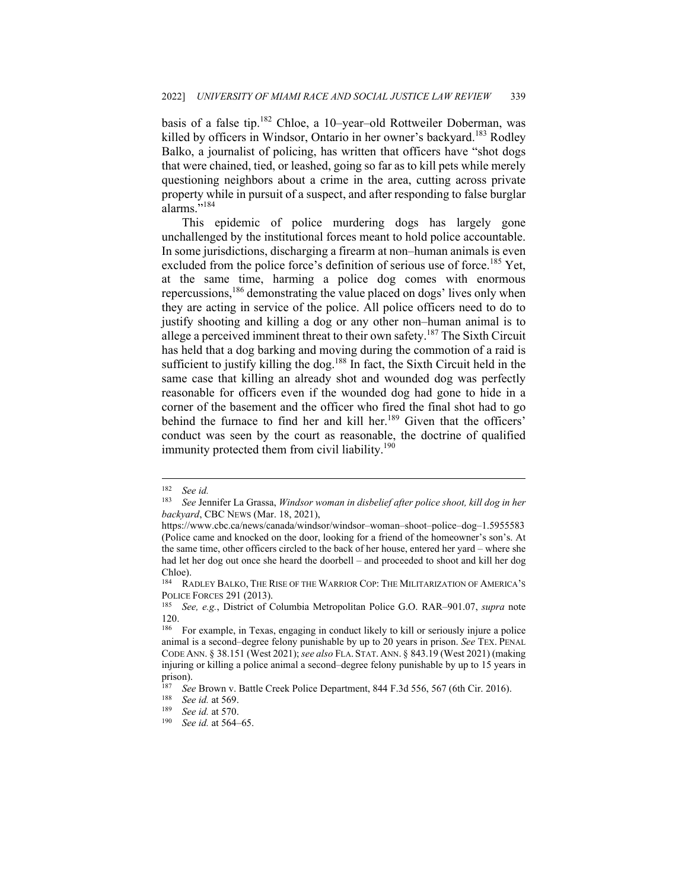basis of a false tip.[182] Chloe, a 10–year–old Rottweiler Doberman, was killed by officers in Windsor, Ontario in her owner's backyard.[183] Rodley Balko, a journalist of policing, has written that officers have "shot dogs that were chained, tied, or leashed, going so far as to kill pets while merely questioning neighbors about a crime in the area, cutting across private property while in pursuit of a suspect, and after responding to false burglar alarms."[184]

This epidemic of police murdering dogs has largely gone unchallenged by the institutional forces meant to hold police accountable. In some jurisdictions, discharging a firearm at non–human animals is even excluded from the police force's definition of serious use of force.[185] Yet, at the same time, harming a police dog comes with enormous repercussions,[186] demonstrating the value placed on dogs' lives only when they are acting in service of the police. All police officers need to do to justify shooting and killing a dog or any other non–human animal is to allege a perceived imminent threat to their own safety.[187] The Sixth Circuit has held that a dog barking and moving during the commotion of a raid is sufficient to justify killing the dog.[188] In fact, the Sixth Circuit held in the same case that killing an already shot and wounded dog was perfectly reasonable for officers even if the wounded dog had gone to hide in a corner of the basement and the officer who fired the final shot had to go behind the furnace to find her and kill her.[189] Given that the officers' conduct was seen by the court as reasonable, the doctrine of qualified immunity protected them from civil liability.[190]

---

[182] *See id.*

[183] *See* Jennifer La Grassa, *Windsor woman in disbelief after police shoot, kill dog in her backyard*, CBC NEWS (Mar. 18, 2021), https://www.cbc.ca/news/canada/windsor/windsor–woman–shoot–police–dog–1.5955583 (Police came and knocked on the door, looking for a friend of the homeowner's son's. At the same time, other officers circled to the back of her house, entered her yard – where she had let her dog out once she heard the doorbell – and proceeded to shoot and kill her dog Chloe).

[184] RADLEY BALKO, THE RISE OF THE WARRIOR COP: THE MILITARIZATION OF AMERICA'S POLICE FORCES 291 (2013).

[185] *See, e.g.*, District of Columbia Metropolitan Police G.O. RAR–901.07, *supra* note 120.

[186] For example, in Texas, engaging in conduct likely to kill or seriously injure a police animal is a second–degree felony punishable by up to 20 years in prison. *See* TEX. PENAL CODE ANN. § 38.151 (West 2021); *see also* FLA. STAT. ANN. § 843.19 (West 2021) (making injuring or killing a police animal a second–degree felony punishable by up to 15 years in prison).

[187] *See* Brown v. Battle Creek Police Department, 844 F.3d 556, 567 (6th Cir. 2016).

[188] *See id.* at 569.

[189] *See id.* at 570.

[190] *See id.* at 564–65.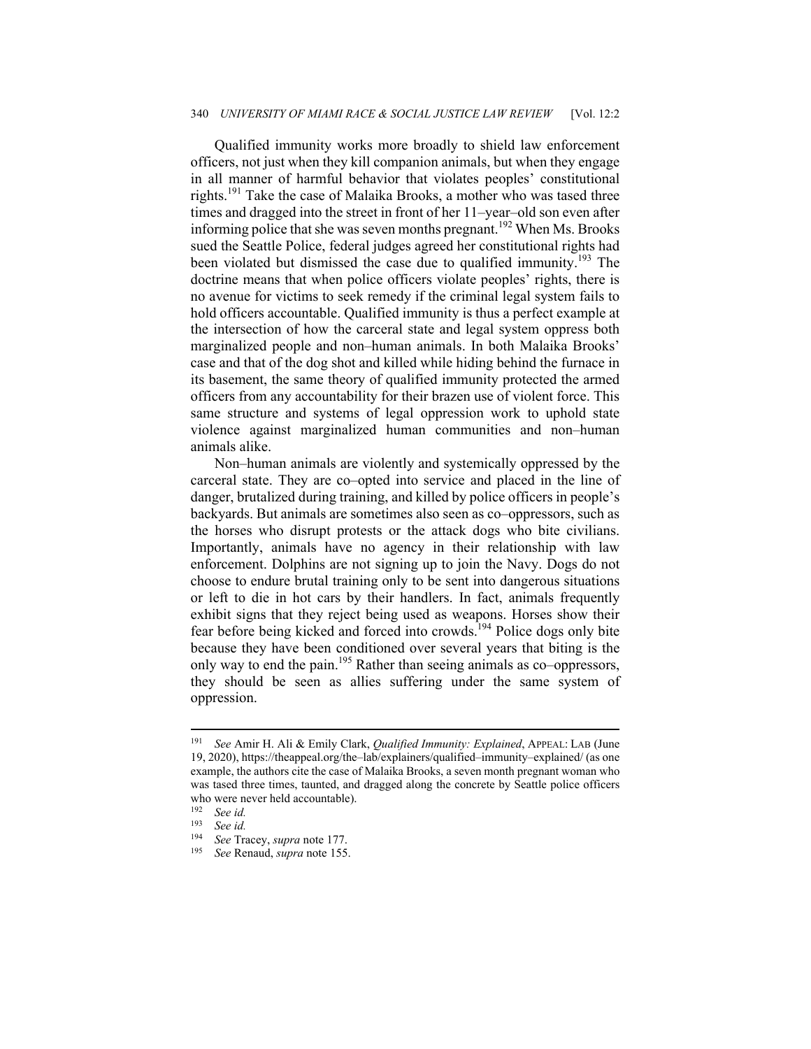Qualified immunity works more broadly to shield law enforcement officers, not just when they kill companion animals, but when they engage in all manner of harmful behavior that violates peoples' constitutional rights.[191] Take the case of Malaika Brooks, a mother who was tased three times and dragged into the street in front of her 11–year–old son even after informing police that she was seven months pregnant.[192] When Ms. Brooks sued the Seattle Police, federal judges agreed her constitutional rights had been violated but dismissed the case due to qualified immunity.[193] The doctrine means that when police officers violate peoples' rights, there is no avenue for victims to seek remedy if the criminal legal system fails to hold officers accountable. Qualified immunity is thus a perfect example at the intersection of how the carceral state and legal system oppress both marginalized people and non–human animals. In both Malaika Brooks' case and that of the dog shot and killed while hiding behind the furnace in its basement, the same theory of qualified immunity protected the armed officers from any accountability for their brazen use of violent force. This same structure and systems of legal oppression work to uphold state violence against marginalized human communities and non–human animals alike.

Non–human animals are violently and systemically oppressed by the carceral state. They are co–opted into service and placed in the line of danger, brutalized during training, and killed by police officers in people's backyards. But animals are sometimes also seen as co–oppressors, such as the horses who disrupt protests or the attack dogs who bite civilians. Importantly, animals have no agency in their relationship with law enforcement. Dolphins are not signing up to join the Navy. Dogs do not choose to endure brutal training only to be sent into dangerous situations or left to die in hot cars by their handlers. In fact, animals frequently exhibit signs that they reject being used as weapons. Horses show their fear before being kicked and forced into crowds.[194] Police dogs only bite because they have been conditioned over several years that biting is the only way to end the pain.[195] Rather than seeing animals as co–oppressors, they should be seen as allies suffering under the same system of oppression.

---

[191] *See* Amir H. Ali & Emily Clark, *Qualified Immunity: Explained*, APPEAL: LAB (June 19, 2020), https://theappeal.org/the–lab/explainers/qualified–immunity–explained/ (as one example, the authors cite the case of Malaika Brooks, a seven month pregnant woman who was tased three times, taunted, and dragged along the concrete by Seattle police officers who were never held accountable).

[192] *See id.*

[193] *See id.*

[194] *See* Tracey, *supra* note 177.

[195] *See* Renaud, *supra* note 155.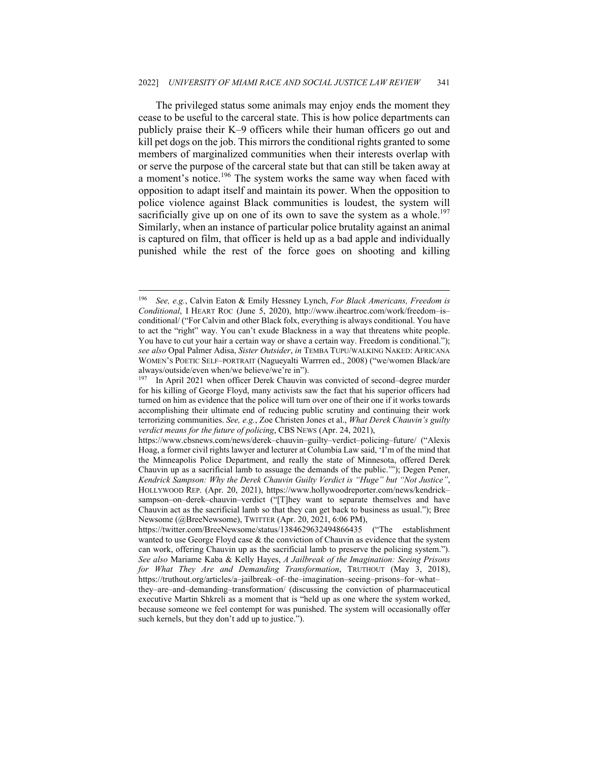The privileged status some animals may enjoy ends the moment they cease to be useful to the carceral state. This is how police departments can publicly praise their K–9 officers while their human officers go out and kill pet dogs on the job. This mirrors the conditional rights granted to some members of marginalized communities when their interests overlap with or serve the purpose of the carceral state but that can still be taken away at a moment's notice.[196] The system works the same way when faced with opposition to adapt itself and maintain its power. When the opposition to police violence against Black communities is loudest, the system will sacrificially give up on one of its own to save the system as a whole.[197] Similarly, when an instance of particular police brutality against an animal is captured on film, that officer is held up as a bad apple and individually punished while the rest of the force goes on shooting and killing

---

[196] *See, e.g.*, Calvin Eaton & Emily Hessney Lynch, *For Black Americans, Freedom is Conditional*, I HEART ROC (June 5, 2020), http://www.iheartroc.com/work/freedom–is–conditional/ ("For Calvin and other Black folx, everything is always conditional. You have to act the "right" way. You can't exude Blackness in a way that threatens white people. You have to cut your hair a certain way or shave a certain way. Freedom is conditional."); *see also* Opal Palmer Adisa, *Sister Outsider*, *in* TEMBA TUPU/WALKING NAKED: AFRICANA WOMEN'S POETIC SELF–PORTRAIT (Nagueyalti Warrren ed., 2008) ("we/women Black/are always/outside/even when/we believe/we're in").

[197] In April 2021 when officer Derek Chauvin was convicted of second–degree murder for his killing of George Floyd, many activists saw the fact that his superior officers had turned on him as evidence that the police will turn over one of their one if it works towards accomplishing their ultimate end of reducing public scrutiny and continuing their work terrorizing communities. *See, e.g.*, Zoe Christen Jones et al., *What Derek Chauvin's guilty verdict means for the future of policing*, CBS NEWS (Apr. 24, 2021), https://www.cbsnews.com/news/derek–chauvin–guilty–verdict–policing–future/ ("Alexis Hoag, a former civil rights lawyer and lecturer at Columbia Law said, 'I'm of the mind that the Minneapolis Police Department, and really the state of Minnesota, offered Derek Chauvin up as a sacrificial lamb to assuage the demands of the public.'"); Degen Pener, *Kendrick Sampson: Why the Derek Chauvin Guilty Verdict is "Huge" but "Not Justice"*, HOLLYWOOD REP. (Apr. 20, 2021), https://www.hollywoodreporter.com/news/kendrick–sampson–on–derek–chauvin–verdict ("[T]hey want to separate themselves and have Chauvin act as the sacrificial lamb so that they can get back to business as usual."); Bree Newsome (@BreeNewsome), TWITTER (Apr. 20, 2021, 6:06 PM), https://twitter.com/BreeNewsome/status/1384629632494866435 ("The establishment wanted to use George Floyd case & the conviction of Chauvin as evidence that the system can work, offering Chauvin up as the sacrificial lamb to preserve the policing system."). *See also* Mariame Kaba & Kelly Hayes, *A Jailbreak of the Imagination: Seeing Prisons for What They Are and Demanding Transformation*, TRUTHOUT (May 3, 2018), https://truthout.org/articles/a–jailbreak–of–the–imagination–seeing–prisons–for–what–they–are–and–demanding–transformation/ (discussing the conviction of pharmaceutical executive Martin Shkreli as a moment that is "held up as one where the system worked, because someone we feel contempt for was punished. The system will occasionally offer such kernels, but they don't add up to justice.").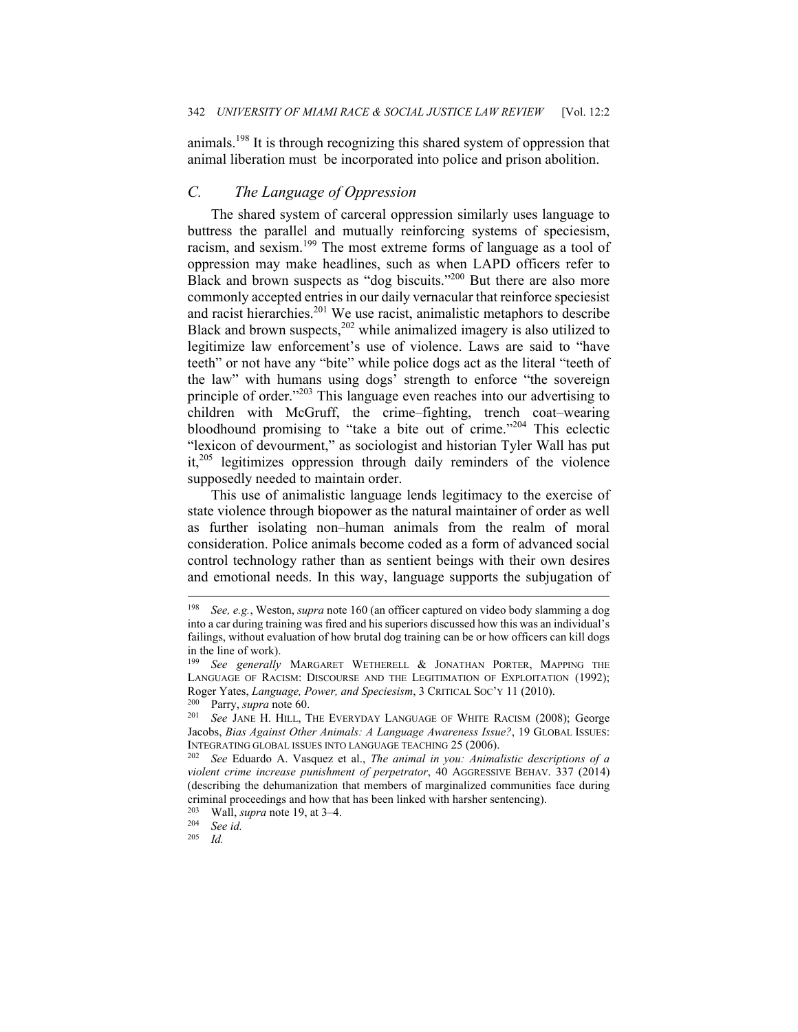animals.[198] It is through recognizing this shared system of oppression that animal liberation must be incorporated into police and prison abolition.

### *C. The Language of Oppression*

The shared system of carceral oppression similarly uses language to buttress the parallel and mutually reinforcing systems of speciesism, racism, and sexism.[199] The most extreme forms of language as a tool of oppression may make headlines, such as when LAPD officers refer to Black and brown suspects as "dog biscuits."[200] But there are also more commonly accepted entries in our daily vernacular that reinforce speciesist and racist hierarchies.[201] We use racist, animalistic metaphors to describe Black and brown suspects,[202] while animalized imagery is also utilized to legitimize law enforcement's use of violence. Laws are said to "have teeth" or not have any "bite" while police dogs act as the literal "teeth of the law" with humans using dogs' strength to enforce "the sovereign principle of order."[203] This language even reaches into our advertising to children with McGruff, the crime–fighting, trench coat–wearing bloodhound promising to "take a bite out of crime."[204] This eclectic "lexicon of devourment," as sociologist and historian Tyler Wall has put it,[205] legitimizes oppression through daily reminders of the violence supposedly needed to maintain order.

This use of animalistic language lends legitimacy to the exercise of state violence through biopower as the natural maintainer of order as well as further isolating non–human animals from the realm of moral consideration. Police animals become coded as a form of advanced social control technology rather than as sentient beings with their own desires and emotional needs. In this way, language supports the subjugation of

---

[198] *See, e.g.*, Weston, *supra* note 160 (an officer captured on video body slamming a dog into a car during training was fired and his superiors discussed how this was an individual's failings, without evaluation of how brutal dog training can be or how officers can kill dogs in the line of work).

[199] *See generally* MARGARET WETHERELL & JONATHAN PORTER, MAPPING THE LANGUAGE OF RACISM: DISCOURSE AND THE LEGITIMATION OF EXPLOITATION (1992); Roger Yates, *Language, Power, and Speciesism*, 3 CRITICAL SOC'Y 11 (2010).

[200] Parry, *supra* note 60.

[201] *See* JANE H. HILL, THE EVERYDAY LANGUAGE OF WHITE RACISM (2008); George Jacobs, *Bias Against Other Animals: A Language Awareness Issue?*, 19 GLOBAL ISSUES: INTEGRATING GLOBAL ISSUES INTO LANGUAGE TEACHING 25 (2006).

[202] *See* Eduardo A. Vasquez et al., *The animal in you: Animalistic descriptions of a violent crime increase punishment of perpetrator*, 40 AGGRESSIVE BEHAV. 337 (2014) (describing the dehumanization that members of marginalized communities face during criminal proceedings and how that has been linked with harsher sentencing).

[203] Wall, *supra* note 19, at 3–4.

[204] *See id.*

[205] *Id.*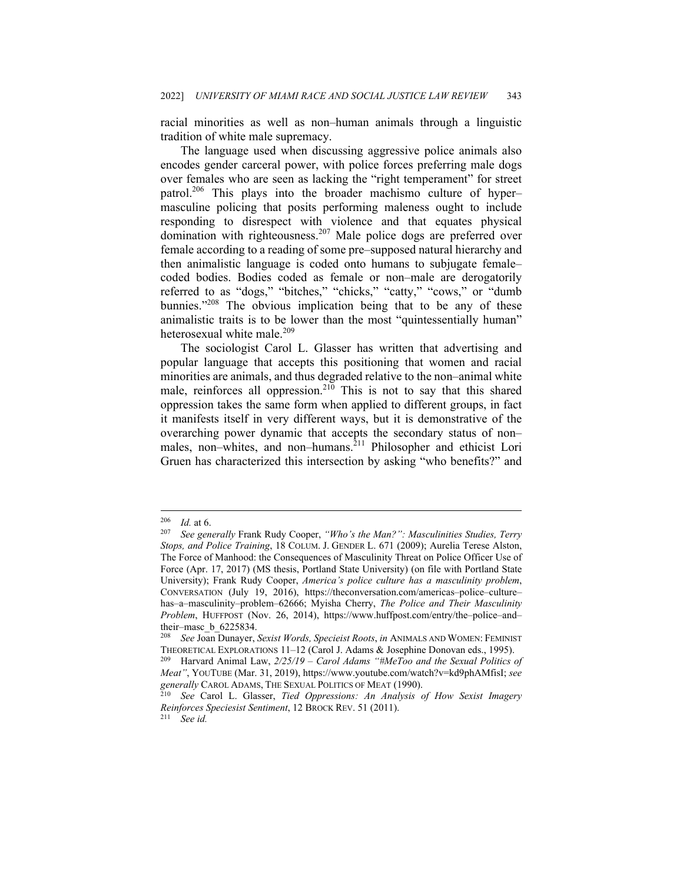racial minorities as well as non–human animals through a linguistic tradition of white male supremacy.

The language used when discussing aggressive police animals also encodes gender carceral power, with police forces preferring male dogs over females who are seen as lacking the "right temperament" for street patrol.[206] This plays into the broader machismo culture of hyper–masculine policing that posits performing maleness ought to include responding to disrespect with violence and that equates physical domination with righteousness.[207] Male police dogs are preferred over female according to a reading of some pre–supposed natural hierarchy and then animalistic language is coded onto humans to subjugate female–coded bodies. Bodies coded as female or non–male are derogatorily referred to as "dogs," "bitches," "chicks," "catty," "cows," or "dumb bunnies."[208] The obvious implication being that to be any of these animalistic traits is to be lower than the most "quintessentially human" heterosexual white male.[209]

The sociologist Carol L. Glasser has written that advertising and popular language that accepts this positioning that women and racial minorities are animals, and thus degraded relative to the non–animal white male, reinforces all oppression.[210] This is not to say that this shared oppression takes the same form when applied to different groups, in fact it manifests itself in very different ways, but it is demonstrative of the overarching power dynamic that accepts the secondary status of non–males, non–whites, and non–humans.[211] Philosopher and ethicist Lori Gruen has characterized this intersection by asking "who benefits?" and

---

[206] *Id.* at 6.

[207] *See generally* Frank Rudy Cooper, *"Who's the Man?": Masculinities Studies, Terry Stops, and Police Training*, 18 COLUM. J. GENDER L. 671 (2009); Aurelia Terese Alston, The Force of Manhood: the Consequences of Masculinity Threat on Police Officer Use of Force (Apr. 17, 2017) (MS thesis, Portland State University) (on file with Portland State University); Frank Rudy Cooper, *America's police culture has a masculinity problem*, CONVERSATION (July 19, 2016), https://theconversation.com/americas–police–culture–has–a–masculinity–problem–62666; Myisha Cherry, *The Police and Their Masculinity Problem*, HUFFPOST (Nov. 26, 2014), https://www.huffpost.com/entry/the–police–and–their–masc_b_6225834.

[208] *See* Joan Dunayer, *Sexist Words, Specieist Roots*, *in* ANIMALS AND WOMEN: FEMINIST THEORETICAL EXPLORATIONS 11–12 (Carol J. Adams & Josephine Donovan eds., 1995).

[209] Harvard Animal Law, *2/25/19 – Carol Adams "#MeToo and the Sexual Politics of Meat"*, YOUTUBE (Mar. 31, 2019), https://www.youtube.com/watch?v=kd9phAMfisI; *see generally* CAROL ADAMS, THE SEXUAL POLITICS OF MEAT (1990).

[210] *See* Carol L. Glasser, *Tied Oppressions: An Analysis of How Sexist Imagery Reinforces Speciesist Sentiment*, 12 BROCK REV. 51 (2011).

[211] *See id.*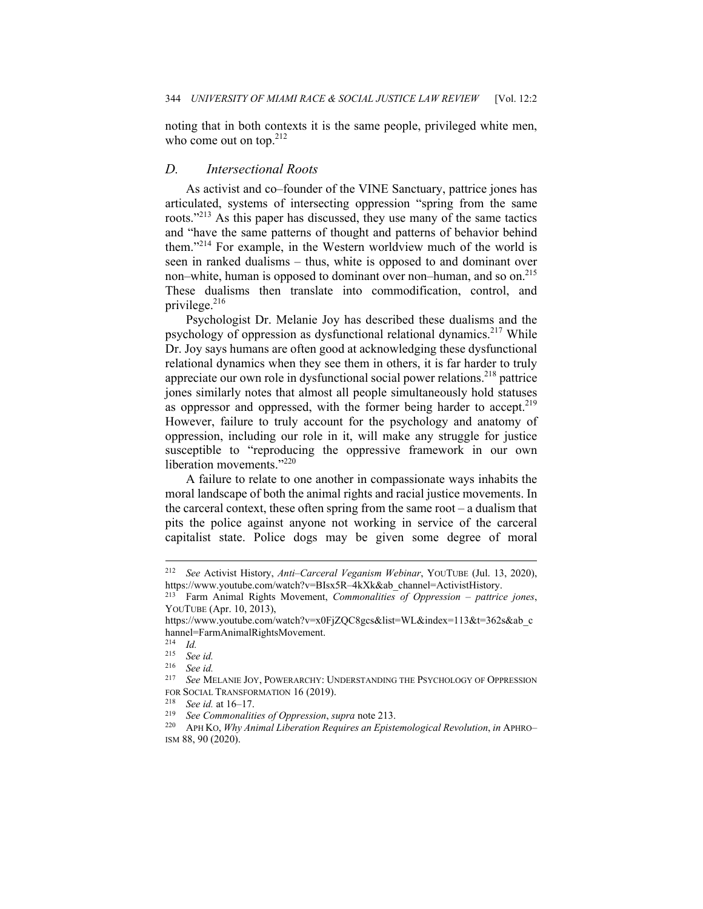noting that in both contexts it is the same people, privileged white men, who come out on top.[212]

### *D. Intersectional Roots*

As activist and co–founder of the VINE Sanctuary, pattrice jones has articulated, systems of intersecting oppression "spring from the same roots."[213] As this paper has discussed, they use many of the same tactics and "have the same patterns of thought and patterns of behavior behind them."[214] For example, in the Western worldview much of the world is seen in ranked dualisms – thus, white is opposed to and dominant over non–white, human is opposed to dominant over non–human, and so on.[215] These dualisms then translate into commodification, control, and privilege.[216]

Psychologist Dr. Melanie Joy has described these dualisms and the psychology of oppression as dysfunctional relational dynamics.[217] While Dr. Joy says humans are often good at acknowledging these dysfunctional relational dynamics when they see them in others, it is far harder to truly appreciate our own role in dysfunctional social power relations.[218] pattrice jones similarly notes that almost all people simultaneously hold statuses as oppressor and oppressed, with the former being harder to accept.[219] However, failure to truly account for the psychology and anatomy of oppression, including our role in it, will make any struggle for justice susceptible to "reproducing the oppressive framework in our own liberation movements."[220]

A failure to relate to one another in compassionate ways inhabits the moral landscape of both the animal rights and racial justice movements. In the carceral context, these often spring from the same root – a dualism that pits the police against anyone not working in service of the carceral capitalist state. Police dogs may be given some degree of moral

---

[212] *See* Activist History, *Anti–Carceral Veganism Webinar*, YOUTUBE (Jul. 13, 2020), https://www.youtube.com/watch?v=BIsx5R–4kXk&ab_channel=ActivistHistory.

[213] Farm Animal Rights Movement, *Commonalities of Oppression – pattrice jones*, YOUTUBE (Apr. 10, 2013), https://www.youtube.com/watch?v=x0FjZQC8gcs&list=WL&index=113&t=362s&ab_channel=FarmAnimalRightsMovement.

[214] *Id.*

[215] *See id.*

[216] *See id.*

[217] *See* MELANIE JOY, POWERARCHY: UNDERSTANDING THE PSYCHOLOGY OF OPPRESSION FOR SOCIAL TRANSFORMATION 16 (2019).

[218] *See id.* at 16–17.

[219] *See Commonalities of Oppression*, *supra* note 213.

[220] APH KO, *Why Animal Liberation Requires an Epistemological Revolution*, *in* APHRO–ISM 88, 90 (2020).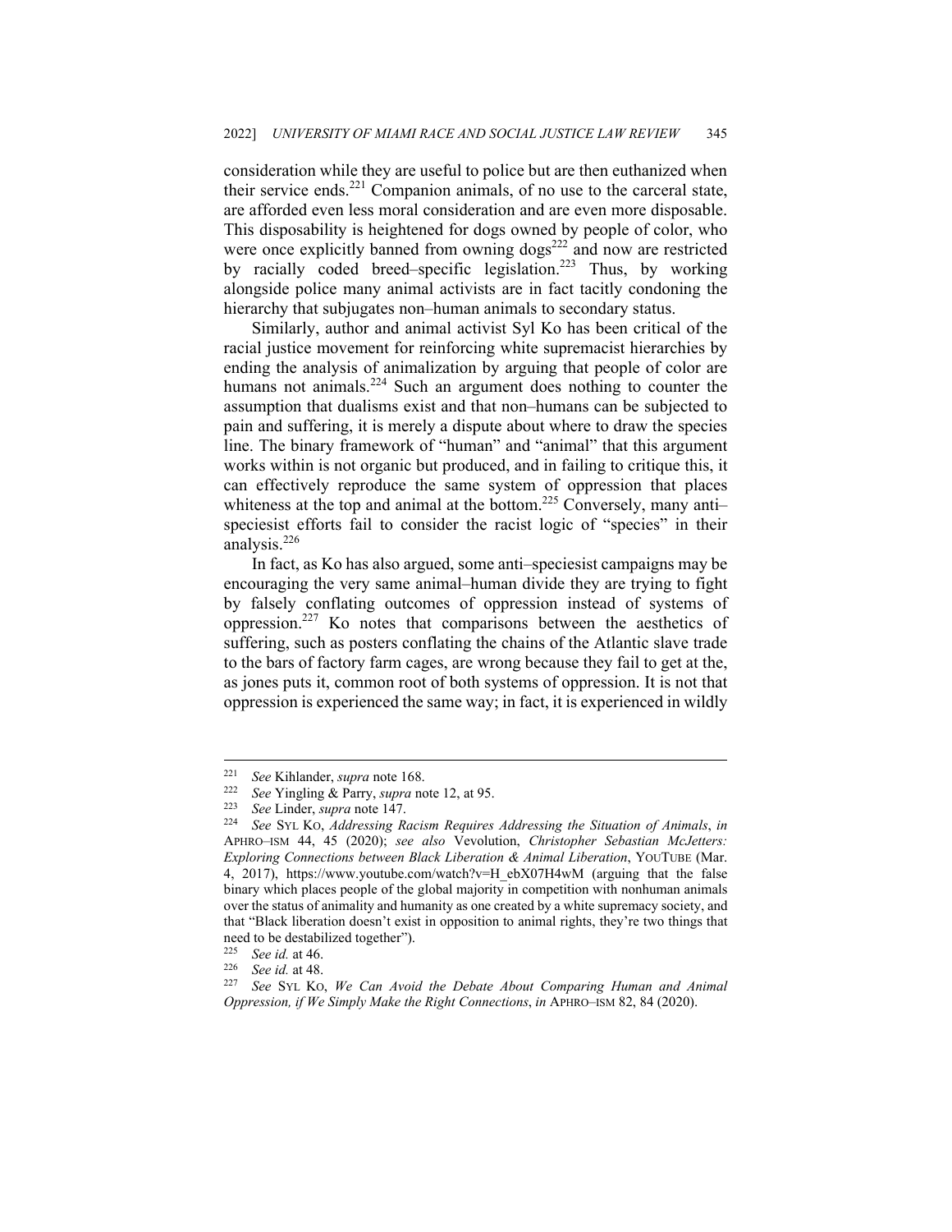consideration while they are useful to police but are then euthanized when their service ends.[221] Companion animals, of no use to the carceral state, are afforded even less moral consideration and are even more disposable. This disposability is heightened for dogs owned by people of color, who were once explicitly banned from owning dogs[222] and now are restricted by racially coded breed–specific legislation.[223] Thus, by working alongside police many animal activists are in fact tacitly condoning the hierarchy that subjugates non–human animals to secondary status.

Similarly, author and animal activist Syl Ko has been critical of the racial justice movement for reinforcing white supremacist hierarchies by ending the analysis of animalization by arguing that people of color are humans not animals.[224] Such an argument does nothing to counter the assumption that dualisms exist and that non–humans can be subjected to pain and suffering, it is merely a dispute about where to draw the species line. The binary framework of "human" and "animal" that this argument works within is not organic but produced, and in failing to critique this, it can effectively reproduce the same system of oppression that places whiteness at the top and animal at the bottom.[225] Conversely, many anti–speciesist efforts fail to consider the racist logic of "species" in their analysis.[226]

In fact, as Ko has also argued, some anti–speciesist campaigns may be encouraging the very same animal–human divide they are trying to fight by falsely conflating outcomes of oppression instead of systems of oppression.[227] Ko notes that comparisons between the aesthetics of suffering, such as posters conflating the chains of the Atlantic slave trade to the bars of factory farm cages, are wrong because they fail to get at the, as jones puts it, common root of both systems of oppression. It is not that oppression is experienced the same way; in fact, it is experienced in wildly

---

[221] *See* Kihlander, *supra* note 168.

[222] *See* Yingling & Parry, *supra* note 12, at 95.

[223] *See* Linder, *supra* note 147.

[224] *See* SYL KO, *Addressing Racism Requires Addressing the Situation of Animals*, *in* APHRO–ISM 44, 45 (2020); *see also* Vevolution, *Christopher Sebastian McJetters: Exploring Connections between Black Liberation & Animal Liberation*, YOUTUBE (Mar. 4, 2017), https://www.youtube.com/watch?v=H_ebX07H4wM (arguing that the false binary which places people of the global majority in competition with nonhuman animals over the status of animality and humanity as one created by a white supremacy society, and that "Black liberation doesn't exist in opposition to animal rights, they're two things that need to be destabilized together").

[225] *See id.* at 46.

[226] *See id.* at 48.

[227] *See* SYL KO, *We Can Avoid the Debate About Comparing Human and Animal Oppression, if We Simply Make the Right Connections*, *in* APHRO–ISM 82, 84 (2020).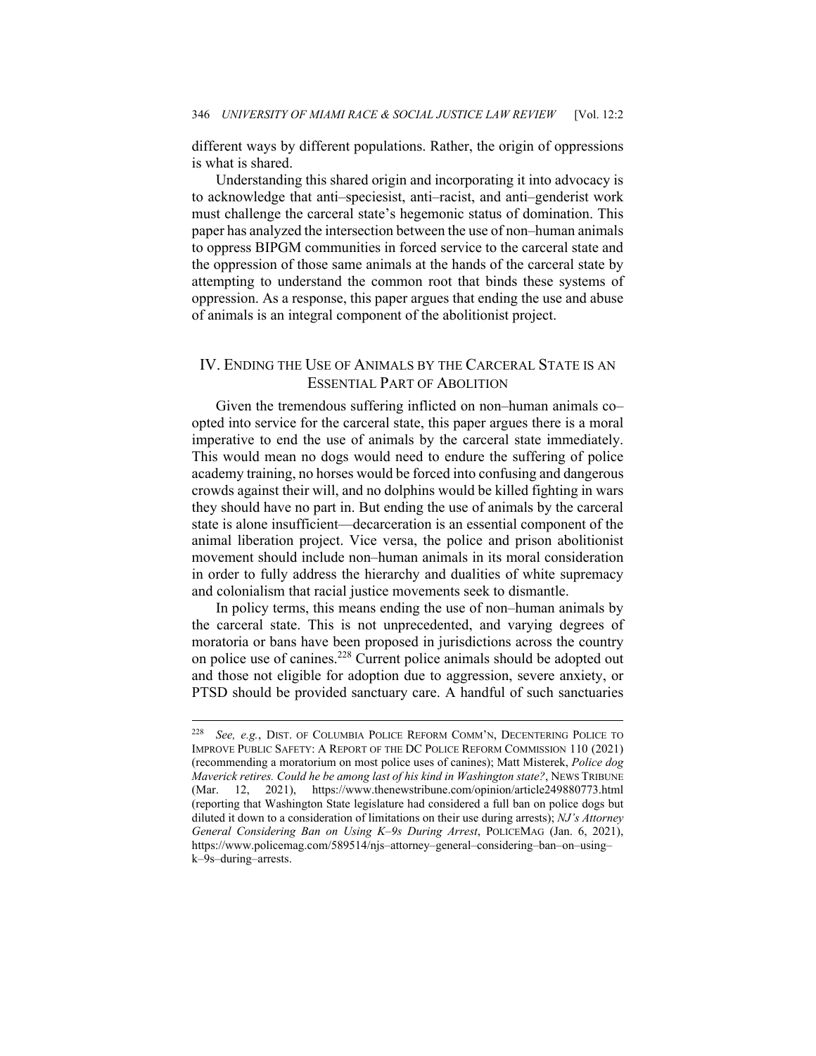different ways by different populations. Rather, the origin of oppressions is what is shared.

Understanding this shared origin and incorporating it into advocacy is to acknowledge that anti–speciesist, anti–racist, and anti–genderist work must challenge the carceral state's hegemonic status of domination. This paper has analyzed the intersection between the use of non–human animals to oppress BIPGM communities in forced service to the carceral state and the oppression of those same animals at the hands of the carceral state by attempting to understand the common root that binds these systems of oppression. As a response, this paper argues that ending the use and abuse of animals is an integral component of the abolitionist project.

## IV. Ending the Use of Animals by the Carceral State is an Essential Part of Abolition

Given the tremendous suffering inflicted on non–human animals co–opted into service for the carceral state, this paper argues there is a moral imperative to end the use of animals by the carceral state immediately. This would mean no dogs would need to endure the suffering of police academy training, no horses would be forced into confusing and dangerous crowds against their will, and no dolphins would be killed fighting in wars they should have no part in. But ending the use of animals by the carceral state is alone insufficient—decarceration is an essential component of the animal liberation project. Vice versa, the police and prison abolitionist movement should include non–human animals in its moral consideration in order to fully address the hierarchy and dualities of white supremacy and colonialism that racial justice movements seek to dismantle.

In policy terms, this means ending the use of non–human animals by the carceral state. This is not unprecedented, and varying degrees of moratoria or bans have been proposed in jurisdictions across the country on police use of canines.[228] Current police animals should be adopted out and those not eligible for adoption due to aggression, severe anxiety, or PTSD should be provided sanctuary care. A handful of such sanctuaries

---

[228] *See, e.g.*, DIST. OF COLUMBIA POLICE REFORM COMM'N, DECENTERING POLICE TO IMPROVE PUBLIC SAFETY: A REPORT OF THE DC POLICE REFORM COMMISSION 110 (2021) (recommending a moratorium on most police uses of canines); Matt Misterek, *Police dog Maverick retires. Could he be among last of his kind in Washington state?*, NEWS TRIBUNE (Mar. 12, 2021), https://www.thenewstribune.com/opinion/article249880773.html (reporting that Washington State legislature had considered a full ban on police dogs but diluted it down to a consideration of limitations on their use during arrests); *NJ's Attorney General Considering Ban on Using K–9s During Arrest*, POLICEMAG (Jan. 6, 2021), https://www.policemag.com/589514/njs–attorney–general–considering–ban–on–using–k–9s–during–arrests.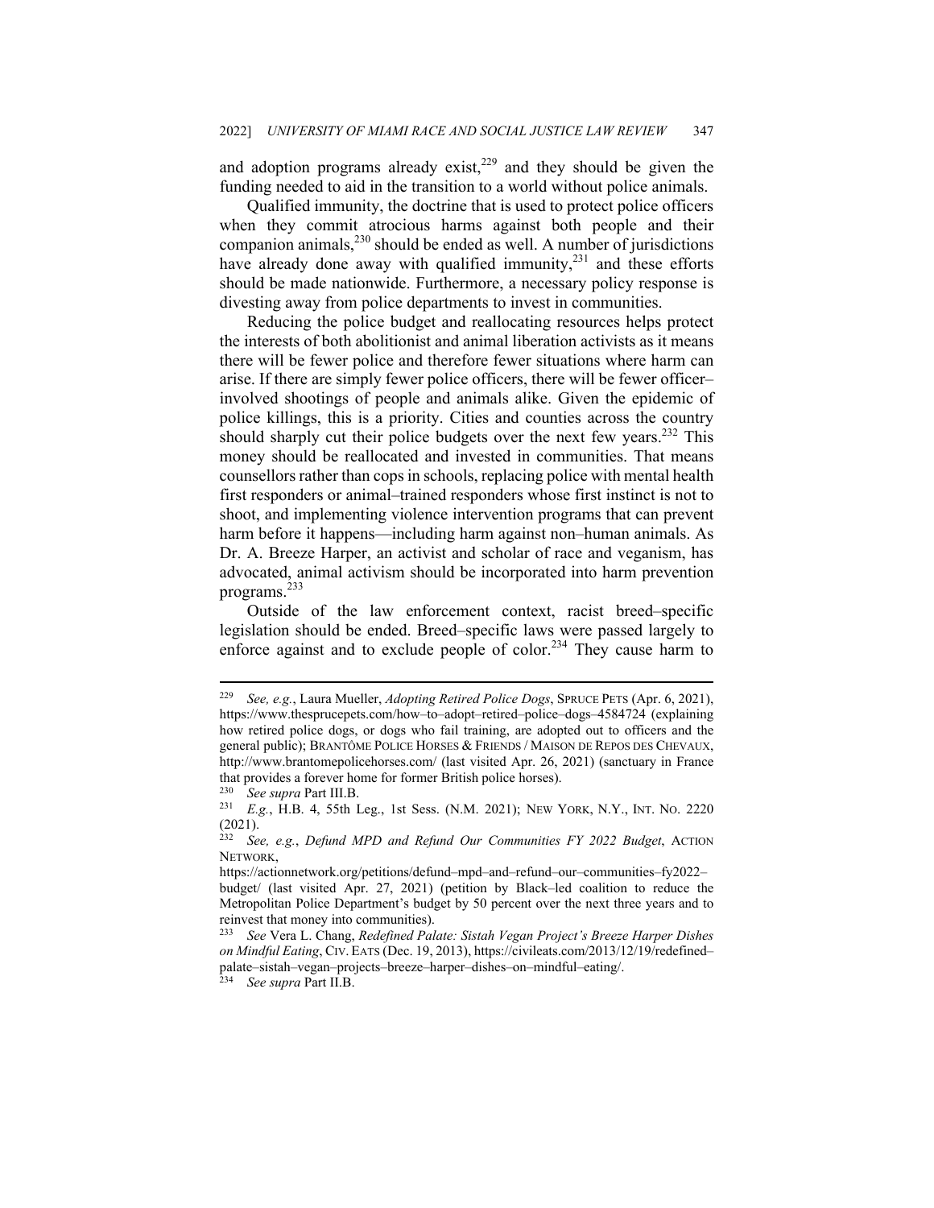and adoption programs already exist,[229] and they should be given the funding needed to aid in the transition to a world without police animals.

Qualified immunity, the doctrine that is used to protect police officers when they commit atrocious harms against both people and their companion animals,[230] should be ended as well. A number of jurisdictions have already done away with qualified immunity,[231] and these efforts should be made nationwide. Furthermore, a necessary policy response is divesting away from police departments to invest in communities.

Reducing the police budget and reallocating resources helps protect the interests of both abolitionist and animal liberation activists as it means there will be fewer police and therefore fewer situations where harm can arise. If there are simply fewer police officers, there will be fewer officer–involved shootings of people and animals alike. Given the epidemic of police killings, this is a priority. Cities and counties across the country should sharply cut their police budgets over the next few years.[232] This money should be reallocated and invested in communities. That means counsellors rather than cops in schools, replacing police with mental health first responders or animal–trained responders whose first instinct is not to shoot, and implementing violence intervention programs that can prevent harm before it happens—including harm against non–human animals. As Dr. A. Breeze Harper, an activist and scholar of race and veganism, has advocated, animal activism should be incorporated into harm prevention programs.[233]

Outside of the law enforcement context, racist breed–specific legislation should be ended. Breed–specific laws were passed largely to enforce against and to exclude people of color.[234] They cause harm to

---

[229] *See, e.g.*, Laura Mueller, *Adopting Retired Police Dogs*, SPRUCE PETS (Apr. 6, 2021), https://www.thesprucepets.com/how–to–adopt–retired–police–dogs–4584724 (explaining how retired police dogs, or dogs who fail training, are adopted out to officers and the general public); BRANTÔME POLICE HORSES & FRIENDS / MAISON DE REPOS DES CHEVAUX, http://www.brantomepolicehorses.com/ (last visited Apr. 26, 2021) (sanctuary in France that provides a forever home for former British police horses).

[230] *See supra* Part III.B.

[231] *E.g.*, H.B. 4, 55th Leg., 1st Sess. (N.M. 2021); NEW YORK, N.Y., INT. NO. 2220 (2021).

[232] *See, e.g.*, *Defund MPD and Refund Our Communities FY 2022 Budget*, ACTION NETWORK, https://actionnetwork.org/petitions/defund–mpd–and–refund–our–communities–fy2022–budget/ (last visited Apr. 27, 2021) (petition by Black–led coalition to reduce the Metropolitan Police Department's budget by 50 percent over the next three years and to reinvest that money into communities).

[233] *See* Vera L. Chang, *Redefined Palate: Sistah Vegan Project's Breeze Harper Dishes on Mindful Eating*, CIV. EATS (Dec. 19, 2013), https://civileats.com/2013/12/19/redefined–palate–sistah–vegan–projects–breeze–harper–dishes–on–mindful–eating/.

[234] *See supra* Part II.B.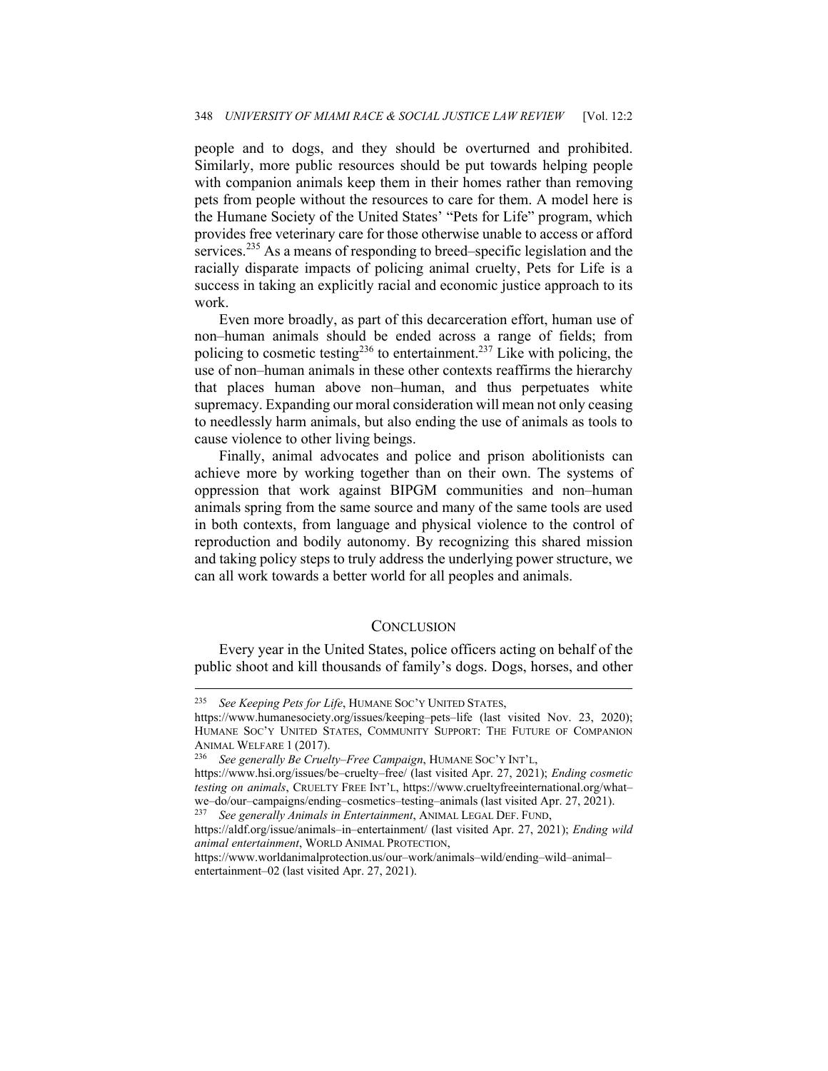people and to dogs, and they should be overturned and prohibited. Similarly, more public resources should be put towards helping people with companion animals keep them in their homes rather than removing pets from people without the resources to care for them. A model here is the Humane Society of the United States' "Pets for Life" program, which provides free veterinary care for those otherwise unable to access or afford services.[235] As a means of responding to breed–specific legislation and the racially disparate impacts of policing animal cruelty, Pets for Life is a success in taking an explicitly racial and economic justice approach to its work.

Even more broadly, as part of this decarceration effort, human use of non–human animals should be ended across a range of fields; from policing to cosmetic testing[236] to entertainment.[237] Like with policing, the use of non–human animals in these other contexts reaffirms the hierarchy that places human above non–human, and thus perpetuates white supremacy. Expanding our moral consideration will mean not only ceasing to needlessly harm animals, but also ending the use of animals as tools to cause violence to other living beings.

Finally, animal advocates and police and prison abolitionists can achieve more by working together than on their own. The systems of oppression that work against BIPGM communities and non–human animals spring from the same source and many of the same tools are used in both contexts, from language and physical violence to the control of reproduction and bodily autonomy. By recognizing this shared mission and taking policy steps to truly address the underlying power structure, we can all work towards a better world for all peoples and animals.

## CONCLUSION

Every year in the United States, police officers acting on behalf of the public shoot and kill thousands of family's dogs. Dogs, horses, and other

---

[235] *See Keeping Pets for Life*, HUMANE SOC'Y UNITED STATES, https://www.humanesociety.org/issues/keeping–pets–life (last visited Nov. 23, 2020); HUMANE SOC'Y UNITED STATES, COMMUNITY SUPPORT: THE FUTURE OF COMPANION ANIMAL WELFARE 1 (2017).

[236] *See generally Be Cruelty–Free Campaign*, HUMANE SOC'Y INT'L, https://www.hsi.org/issues/be–cruelty–free/ (last visited Apr. 27, 2021); *Ending cosmetic testing on animals*, CRUELTY FREE INT'L, https://www.crueltyfreeinternational.org/what–we–do/our–campaigns/ending–cosmetics–testing–animals (last visited Apr. 27, 2021).

[237] *See generally Animals in Entertainment*, ANIMAL LEGAL DEF. FUND, https://aldf.org/issue/animals–in–entertainment/ (last visited Apr. 27, 2021); *Ending wild animal entertainment*, WORLD ANIMAL PROTECTION, https://www.worldanimalprotection.us/our–work/animals–wild/ending–wild–animal–entertainment–02 (last visited Apr. 27, 2021).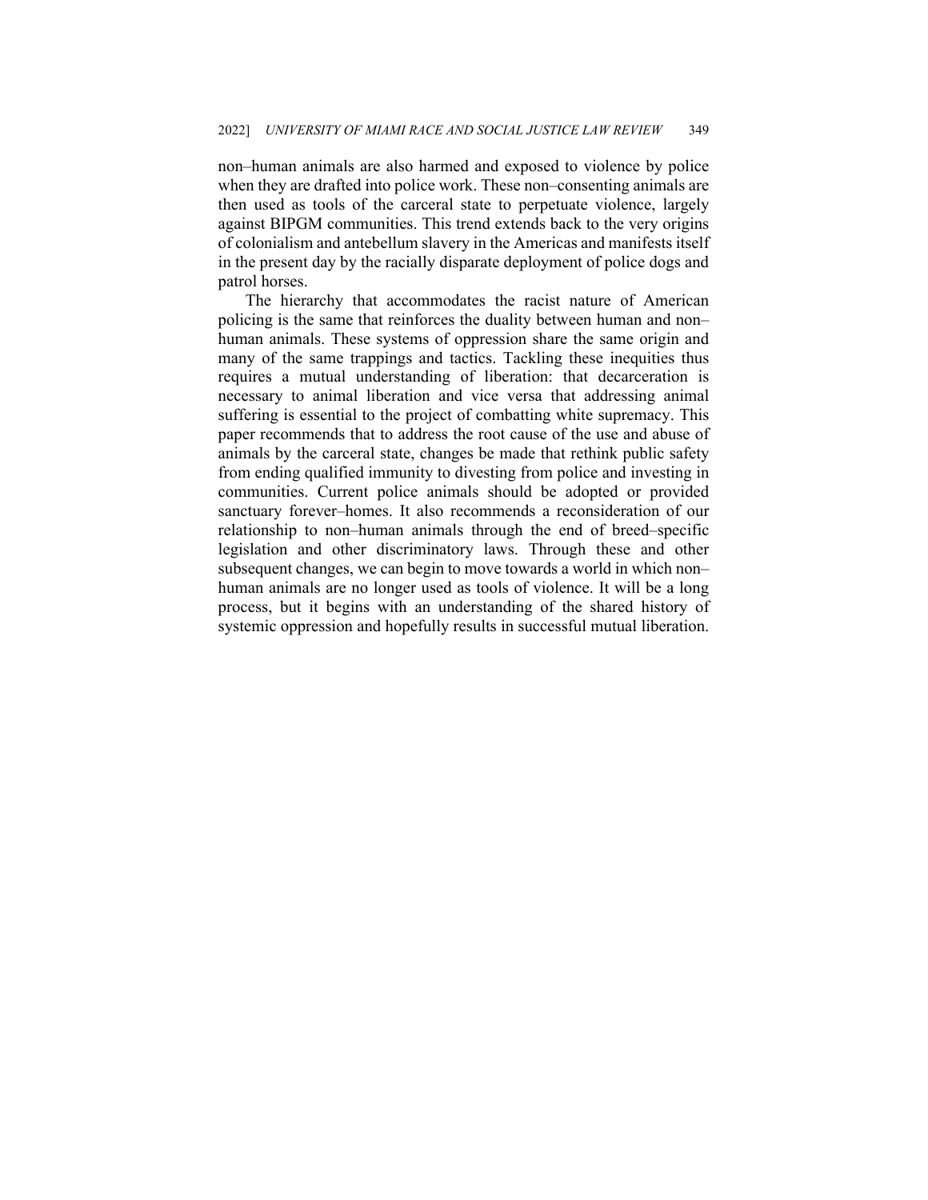non–human animals are also harmed and exposed to violence by police when they are drafted into police work. These non–consenting animals are then used as tools of the carceral state to perpetuate violence, largely against BIPGM communities. This trend extends back to the very origins of colonialism and antebellum slavery in the Americas and manifests itself in the present day by the racially disparate deployment of police dogs and patrol horses.

The hierarchy that accommodates the racist nature of American policing is the same that reinforces the duality between human and non–human animals. These systems of oppression share the same origin and many of the same trappings and tactics. Tackling these inequities thus requires a mutual understanding of liberation: that decarceration is necessary to animal liberation and vice versa that addressing animal suffering is essential to the project of combatting white supremacy. This paper recommends that to address the root cause of the use and abuse of animals by the carceral state, changes be made that rethink public safety from ending qualified immunity to divesting from police and investing in communities. Current police animals should be adopted or provided sanctuary forever–homes. It also recommends a reconsideration of our relationship to non–human animals through the end of breed–specific legislation and other discriminatory laws. Through these and other subsequent changes, we can begin to move towards a world in which non–human animals are no longer used as tools of violence. It will be a long process, but it begins with an understanding of the shared history of systemic oppression and hopefully results in successful mutual liberation.